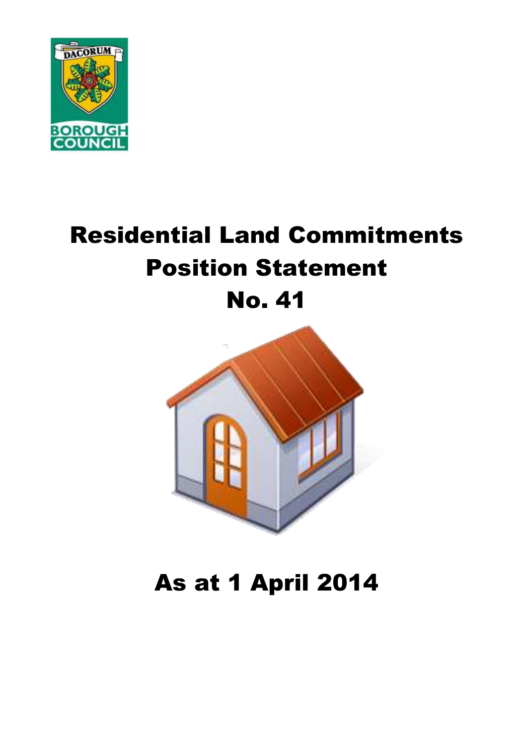# Residential Land Commitments Position Statement No. 41

## As at 1 April 2014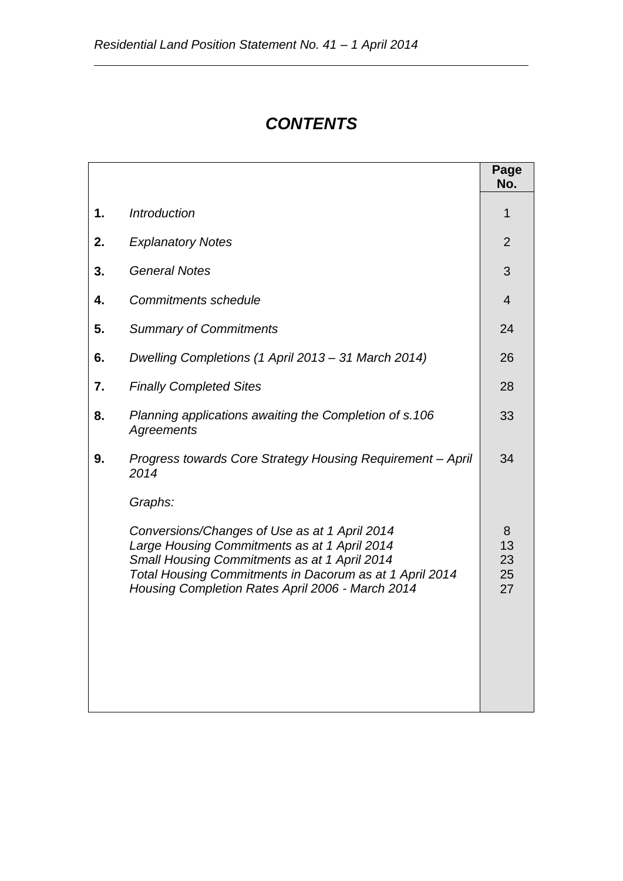# *CONTENTS*

| | | Page No. |
|---|---|---|
| **1.** | *Introduction* | 1 |
| **2.** | *Explanatory Notes* | 2 |
| **3.** | *General Notes* | 3 |
| **4.** | *Commitments schedule* | 4 |
| **5.** | *Summary of Commitments* | 24 |
| **6.** | *Dwelling Completions (1 April 2013 – 31 March 2014)* | 26 |
| **7.** | *Finally Completed Sites* | 28 |
| **8.** | *Planning applications awaiting the Completion of s.106 Agreements* | 33 |
| **9.** | *Progress towards Core Strategy Housing Requirement – April 2014* | 34 |
| | *Graphs:* | |
| | *Conversions/Changes of Use as at 1 April 2014* | 8 |
| | *Large Housing Commitments as at 1 April 2014* | 13 |
| | *Small Housing Commitments as at 1 April 2014* | 23 |
| | *Total Housing Commitments in Dacorum as at 1 April 2014* | 25 |
| | *Housing Completion Rates April 2006 - March 2014* | 27 |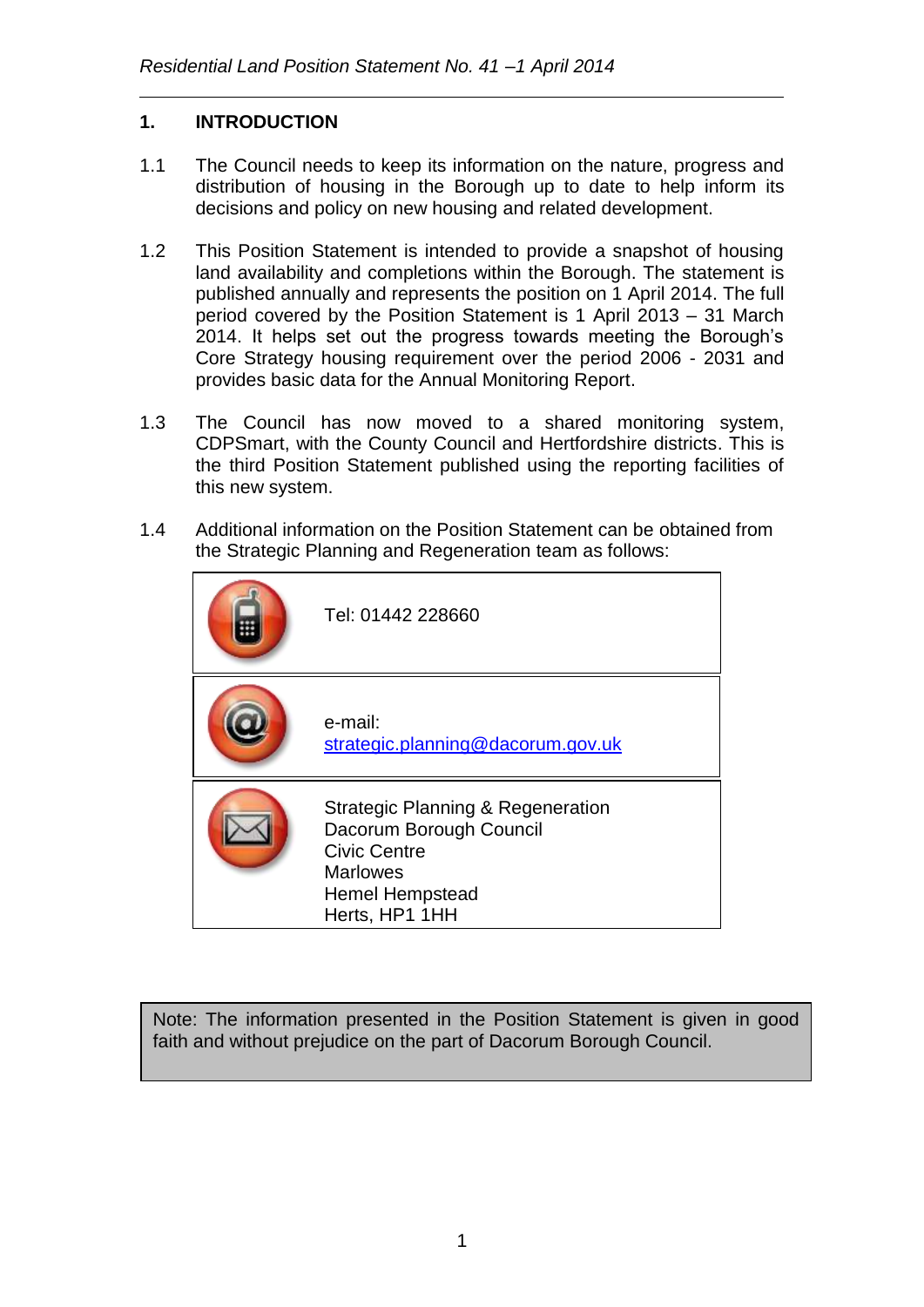## 1. INTRODUCTION

1.1 The Council needs to keep its information on the nature, progress and distribution of housing in the Borough up to date to help inform its decisions and policy on new housing and related development.

1.2 This Position Statement is intended to provide a snapshot of housing land availability and completions within the Borough. The statement is published annually and represents the position on 1 April 2014. The full period covered by the Position Statement is 1 April 2013 – 31 March 2014. It helps set out the progress towards meeting the Borough's Core Strategy housing requirement over the period 2006 - 2031 and provides basic data for the Annual Monitoring Report.

1.3 The Council has now moved to a shared monitoring system, CDPSmart, with the County Council and Hertfordshire districts. This is the third Position Statement published using the reporting facilities of this new system.

1.4 Additional information on the Position Statement can be obtained from the Strategic Planning and Regeneration team as follows:

| | |
|---|---|
| | Tel: 01442 228660 |
| | e-mail: strategic.planning@dacorum.gov.uk |
| | Strategic Planning & Regeneration<br>Dacorum Borough Council<br>Civic Centre<br>Marlowes<br>Hemel Hempstead<br>Herts, HP1 1HH |

Note: The information presented in the Position Statement is given in good faith and without prejudice on the part of Dacorum Borough Council.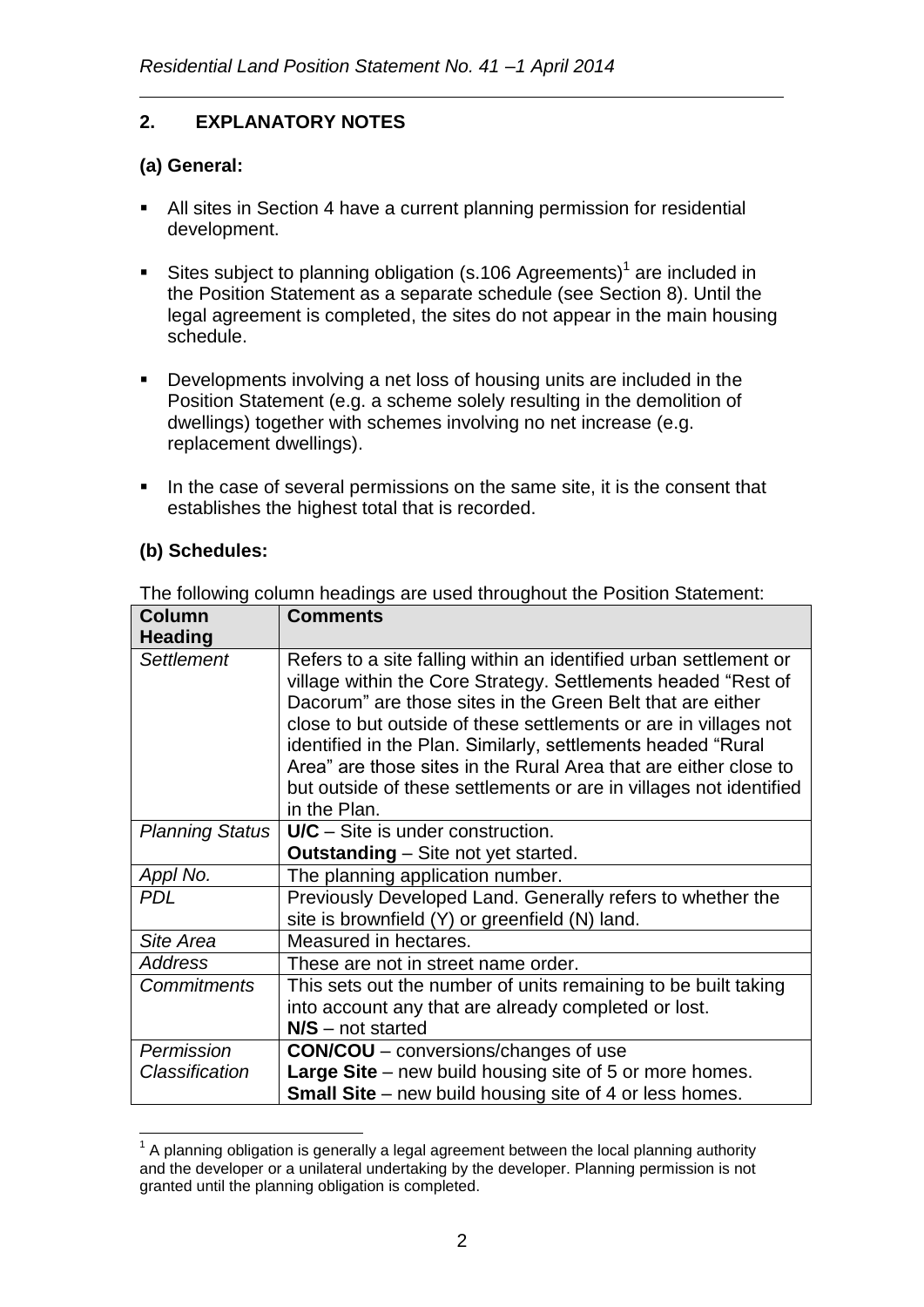## 2. EXPLANATORY NOTES

### (a) General:

- All sites in Section 4 have a current planning permission for residential development.
- Sites subject to planning obligation (s.106 Agreements)[1] are included in the Position Statement as a separate schedule (see Section 8). Until the legal agreement is completed, the sites do not appear in the main housing schedule.
- Developments involving a net loss of housing units are included in the Position Statement (e.g. a scheme solely resulting in the demolition of dwellings) together with schemes involving no net increase (e.g. replacement dwellings).
- In the case of several permissions on the same site, it is the consent that establishes the highest total that is recorded.

### (b) Schedules:

The following column headings are used throughout the Position Statement:

| Column Heading | Comments |
|---|---|
| *Settlement* | Refers to a site falling within an identified urban settlement or village within the Core Strategy. Settlements headed "Rest of Dacorum" are those sites in the Green Belt that are either close to but outside of these settlements or are in villages not identified in the Plan. Similarly, settlements headed "Rural Area" are those sites in the Rural Area that are either close to but outside of these settlements or are in villages not identified in the Plan. |
| *Planning Status* | **U/C** – Site is under construction.<br>**Outstanding** – Site not yet started. |
| *Appl No.* | The planning application number. |
| *PDL* | Previously Developed Land. Generally refers to whether the site is brownfield (Y) or greenfield (N) land. |
| *Site Area* | Measured in hectares. |
| *Address* | These are not in street name order. |
| *Commitments* | This sets out the number of units remaining to be built taking into account any that are already completed or lost.<br>**N/S** – not started |
| *Permission Classification* | **CON/COU** – conversions/changes of use<br>**Large Site** – new build housing site of 5 or more homes.<br>**Small Site** – new build housing site of 4 or less homes. |

[1] A planning obligation is generally a legal agreement between the local planning authority and the developer or a unilateral undertaking by the developer. Planning permission is not granted until the planning obligation is completed.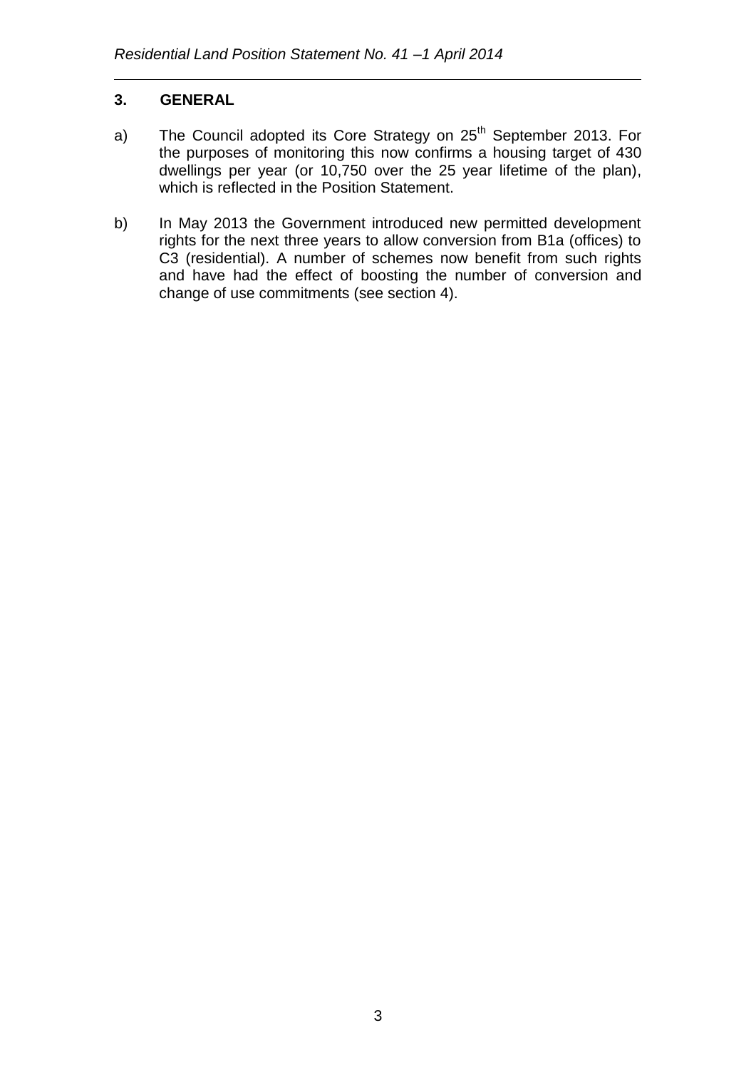## 3. GENERAL

a) The Council adopted its Core Strategy on 25th September 2013. For the purposes of monitoring this now confirms a housing target of 430 dwellings per year (or 10,750 over the 25 year lifetime of the plan), which is reflected in the Position Statement.

b) In May 2013 the Government introduced new permitted development rights for the next three years to allow conversion from B1a (offices) to C3 (residential). A number of schemes now benefit from such rights and have had the effect of boosting the number of conversion and change of use commitments (see section 4).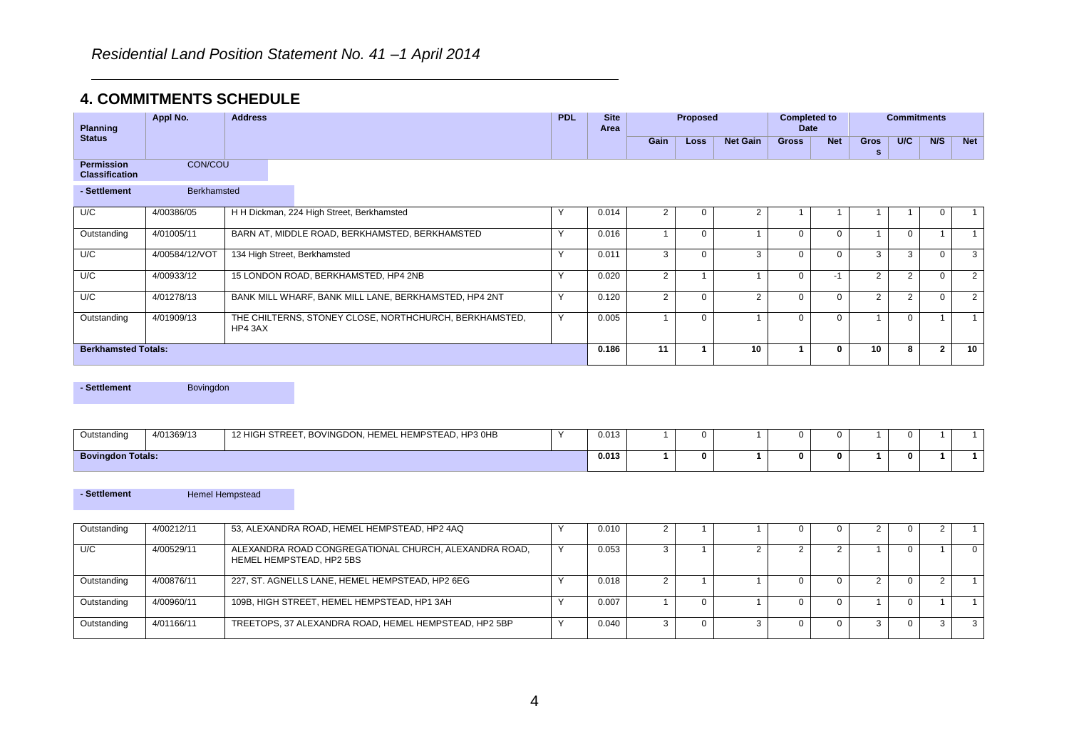*Residential Land Position Statement No. 41 –1 April 2014*

## 4. COMMITMENTS SCHEDULE

| Planning Status | Appl No. | Address | PDL | Site Area | Proposed | | | Completed to Date | | Commitments | | | |
|---|---|---|---|---|---|---|---|---|---|---|---|---|---|
| | | | | | Gain | Loss | Net Gain | Gross | Net | Gross | U/C | N/S | Net |
| **Permission Classification** | CON/COU | | | | | | | | | | | | |
| **- Settlement** | Berkhamsted | | | | | | | | | | | | |
| U/C | 4/00386/05 | H H Dickman, 224 High Street, Berkhamsted | Y | 0.014 | 2 | 0 | 2 | 1 | 1 | 1 | 1 | 0 | 1 |
| Outstanding | 4/01005/11 | BARN AT, MIDDLE ROAD, BERKHAMSTED, BERKHAMSTED | Y | 0.016 | 1 | 0 | 1 | 0 | 0 | 1 | 0 | 1 | 1 |
| U/C | 4/00584/12/VOT | 134 High Street, Berkhamsted | Y | 0.011 | 3 | 0 | 3 | 0 | 0 | 3 | 3 | 0 | 3 |
| U/C | 4/00933/12 | 15 LONDON ROAD, BERKHAMSTED, HP4 2NB | Y | 0.020 | 2 | 1 | 1 | 0 | -1 | 2 | 2 | 0 | 2 |
| U/C | 4/01278/13 | BANK MILL WHARF, BANK MILL LANE, BERKHAMSTED, HP4 2NT | Y | 0.120 | 2 | 0 | 2 | 0 | 0 | 2 | 2 | 0 | 2 |
| Outstanding | 4/01909/13 | THE CHILTERNS, STONEY CLOSE, NORTHCHURCH, BERKHAMSTED, HP4 3AX | Y | 0.005 | 1 | 0 | 1 | 0 | 0 | 1 | 0 | 1 | 1 |
| **Berkhamsted Totals:** | | | | **0.186** | **11** | **1** | **10** | **1** | **0** | **10** | **8** | **2** | **10** |
| **- Settlement** | Bovingdon | | | | | | | | | | | | |
| Outstanding | 4/01369/13 | 12 HIGH STREET, BOVINGDON, HEMEL HEMPSTEAD, HP3 0HB | Y | 0.013 | 1 | 0 | 1 | 0 | 0 | 1 | 0 | 1 | 1 |
| **Bovingdon Totals:** | | | | **0.013** | **1** | **0** | **1** | **0** | **0** | **1** | **0** | **1** | **1** |
| **- Settlement** | Hemel Hempstead | | | | | | | | | | | | |
| Outstanding | 4/00212/11 | 53, ALEXANDRA ROAD, HEMEL HEMPSTEAD, HP2 4AQ | Y | 0.010 | 2 | 1 | 1 | 0 | 0 | 2 | 0 | 2 | 1 |
| U/C | 4/00529/11 | ALEXANDRA ROAD CONGREGATIONAL CHURCH, ALEXANDRA ROAD, HEMEL HEMPSTEAD, HP2 5BS | Y | 0.053 | 3 | 1 | 2 | 2 | 2 | 1 | 0 | 1 | 0 |
| Outstanding | 4/00876/11 | 227, ST. AGNELLS LANE, HEMEL HEMPSTEAD, HP2 6EG | Y | 0.018 | 2 | 1 | 1 | 0 | 0 | 2 | 0 | 2 | 1 |
| Outstanding | 4/00960/11 | 109B, HIGH STREET, HEMEL HEMPSTEAD, HP1 3AH | Y | 0.007 | 1 | 0 | 1 | 0 | 0 | 1 | 0 | 1 | 1 |
| Outstanding | 4/01166/11 | TREETOPS, 37 ALEXANDRA ROAD, HEMEL HEMPSTEAD, HP2 5BP | Y | 0.040 | 3 | 0 | 3 | 0 | 0 | 3 | 0 | 3 | 3 |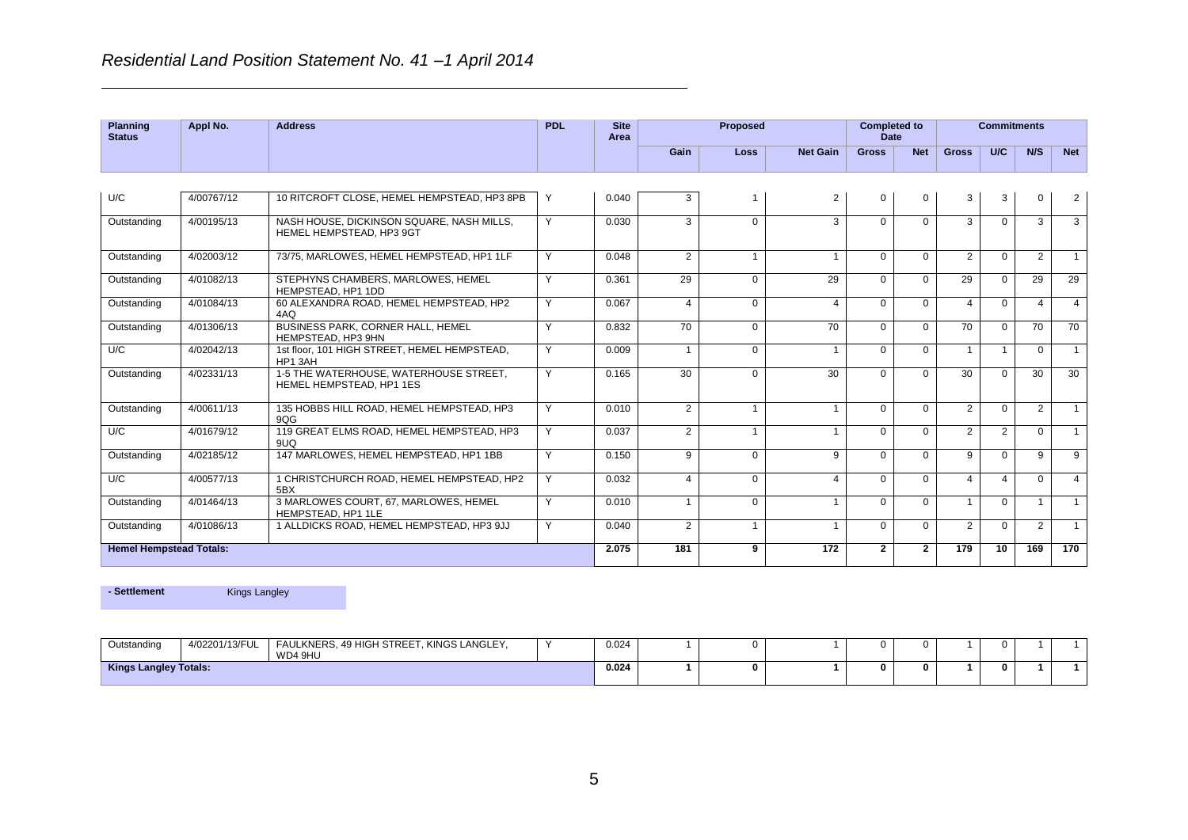*Residential Land Position Statement No. 41 –1 April 2014*

| Planning Status | Appl No. | Address | PDL | Site Area | Proposed | | | Completed to Date | | Commitments | | | |
|---|---|---|---|---|---|---|---|---|---|---|---|---|---|
| | | | | | Gain | Loss | Net Gain | Gross | Net | Gross | U/C | N/S | Net |
| U/C | 4/00767/12 | 10 RITCROFT CLOSE, HEMEL HEMPSTEAD, HP3 8PB | Y | 0.040 | 3 | 1 | 2 | 0 | 0 | 3 | 3 | 0 | 2 |
| Outstanding | 4/00195/13 | NASH HOUSE, DICKINSON SQUARE, NASH MILLS, HEMEL HEMPSTEAD, HP3 9GT | Y | 0.030 | 3 | 0 | 3 | 0 | 0 | 3 | 0 | 3 | 3 |
| Outstanding | 4/02003/12 | 73/75, MARLOWES, HEMEL HEMPSTEAD, HP1 1LF | Y | 0.048 | 2 | 1 | 1 | 0 | 0 | 2 | 0 | 2 | 1 |
| Outstanding | 4/01082/13 | STEPHYNS CHAMBERS, MARLOWES, HEMEL HEMPSTEAD, HP1 1DD | Y | 0.361 | 29 | 0 | 29 | 0 | 0 | 29 | 0 | 29 | 29 |
| Outstanding | 4/01084/13 | 60 ALEXANDRA ROAD, HEMEL HEMPSTEAD, HP2 4AQ | Y | 0.067 | 4 | 0 | 4 | 0 | 0 | 4 | 0 | 4 | 4 |
| Outstanding | 4/01306/13 | BUSINESS PARK, CORNER HALL, HEMEL HEMPSTEAD, HP3 9HN | Y | 0.832 | 70 | 0 | 70 | 0 | 0 | 70 | 0 | 70 | 70 |
| U/C | 4/02042/13 | 1st floor, 101 HIGH STREET, HEMEL HEMPSTEAD, HP1 3AH | Y | 0.009 | 1 | 0 | 1 | 0 | 0 | 1 | 1 | 0 | 1 |
| Outstanding | 4/02331/13 | 1-5 THE WATERHOUSE, WATERHOUSE STREET, HEMEL HEMPSTEAD, HP1 1ES | Y | 0.165 | 30 | 0 | 30 | 0 | 0 | 30 | 0 | 30 | 30 |
| Outstanding | 4/00611/13 | 135 HOBBS HILL ROAD, HEMEL HEMPSTEAD, HP3 9QG | Y | 0.010 | 2 | 1 | 1 | 0 | 0 | 2 | 0 | 2 | 1 |
| U/C | 4/01679/12 | 119 GREAT ELMS ROAD, HEMEL HEMPSTEAD, HP3 9UQ | Y | 0.037 | 2 | 1 | 1 | 0 | 0 | 2 | 2 | 0 | 1 |
| Outstanding | 4/02185/12 | 147 MARLOWES, HEMEL HEMPSTEAD, HP1 1BB | Y | 0.150 | 9 | 0 | 9 | 0 | 0 | 9 | 0 | 9 | 9 |
| U/C | 4/00577/13 | 1 CHRISTCHURCH ROAD, HEMEL HEMPSTEAD, HP2 5BX | Y | 0.032 | 4 | 0 | 4 | 0 | 0 | 4 | 4 | 0 | 4 |
| Outstanding | 4/01464/13 | 3 MARLOWES COURT, 67, MARLOWES, HEMEL HEMPSTEAD, HP1 1LE | Y | 0.010 | 1 | 0 | 1 | 0 | 0 | 1 | 0 | 1 | 1 |
| Outstanding | 4/01086/13 | 1 ALLDICKS ROAD, HEMEL HEMPSTEAD, HP3 9JJ | Y | 0.040 | 2 | 1 | 1 | 0 | 0 | 2 | 0 | 2 | 1 |
| **Hemel Hempstead Totals:** | | | | **2.075** | **181** | **9** | **172** | **2** | **2** | **179** | **10** | **169** | **170** |

**- Settlement** Kings Langley

| Planning Status | Appl No. | Address | PDL | Site Area | Gain | Loss | Net Gain | Gross | Net | Gross | U/C | N/S | Net |
|---|---|---|---|---|---|---|---|---|---|---|---|---|---|
| Outstanding | 4/02201/13/FUL | FAULKNERS, 49 HIGH STREET, KINGS LANGLEY, WD4 9HU | Y | 0.024 | 1 | 0 | 1 | 0 | 0 | 1 | 0 | 1 | 1 |
| **Kings Langley Totals:** | | | | **0.024** | **1** | **0** | **1** | **0** | **0** | **1** | **0** | **1** | **1** |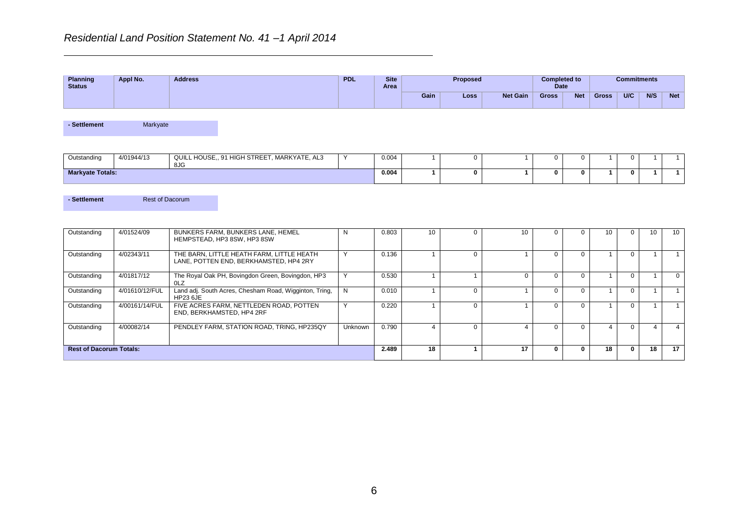*Residential Land Position Statement No. 41 –1 April 2014*

| Planning Status | Appl No. | Address | PDL | Site Area | Proposed | | | Completed to Date | | Commitments | | | |
|---|---|---|---|---|---|---|---|---|---|---|---|---|---|
| | | | | | Gain | Loss | Net Gain | Gross | Net | Gross | U/C | N/S | Net |

**- Settlement** Markyate

| Planning Status | Appl No. | Address | PDL | Site Area | Gain | Loss | Net Gain | Gross | Net | Gross | U/C | N/S | Net |
|---|---|---|---|---|---|---|---|---|---|---|---|---|---|
| Outstanding | 4/01944/13 | QUILL HOUSE,, 91 HIGH STREET, MARKYATE, AL3 8JG | Y | 0.004 | 1 | 0 | 1 | 0 | 0 | 1 | 0 | 1 | 1 |
| **Markyate Totals:** | | | | **0.004** | **1** | **0** | **1** | **0** | **0** | **1** | **0** | **1** | **1** |

**- Settlement** Rest of Dacorum

| Planning Status | Appl No. | Address | PDL | Site Area | Gain | Loss | Net Gain | Gross | Net | Gross | U/C | N/S | Net |
|---|---|---|---|---|---|---|---|---|---|---|---|---|---|
| Outstanding | 4/01524/09 | BUNKERS FARM, BUNKERS LANE, HEMEL HEMPSTEAD, HP3 8SW, HP3 8SW | N | 0.803 | 10 | 0 | 10 | 0 | 0 | 10 | 0 | 10 | 10 |
| Outstanding | 4/02343/11 | THE BARN, LITTLE HEATH FARM, LITTLE HEATH LANE, POTTEN END, BERKHAMSTED, HP4 2RY | Y | 0.136 | 1 | 0 | 1 | 0 | 0 | 1 | 0 | 1 | 1 |
| Outstanding | 4/01817/12 | The Royal Oak PH, Bovingdon Green, Bovingdon, HP3 0LZ | Y | 0.530 | 1 | 1 | 0 | 0 | 0 | 1 | 0 | 1 | 0 |
| Outstanding | 4/01610/12/FUL | Land adj. South Acres, Chesham Road, Wigginton, Tring, HP23 6JE | N | 0.010 | 1 | 0 | 1 | 0 | 0 | 1 | 0 | 1 | 1 |
| Outstanding | 4/00161/14/FUL | FIVE ACRES FARM, NETTLEDEN ROAD, POTTEN END, BERKHAMSTED, HP4 2RF | Y | 0.220 | 1 | 0 | 1 | 0 | 0 | 1 | 0 | 1 | 1 |
| Outstanding | 4/00082/14 | PENDLEY FARM, STATION ROAD, TRING, HP235QY | Unknown | 0.790 | 4 | 0 | 4 | 0 | 0 | 4 | 0 | 4 | 4 |
| **Rest of Dacorum Totals:** | | | | **2.489** | **18** | **1** | **17** | **0** | **0** | **18** | **0** | **18** | **17** |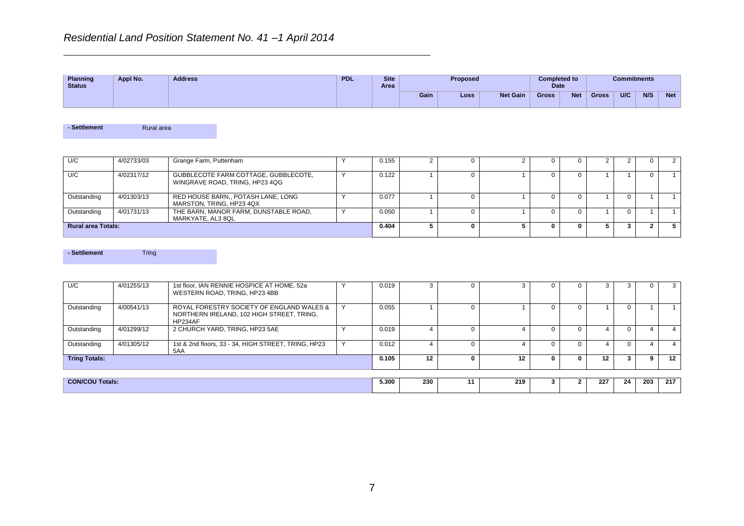*Residential Land Position Statement No. 41 –1 April 2014*

| Planning Status | Appl No. | Address | PDL | Site Area | Proposed | | | Completed to Date | | Commitments | | | |
|---|---|---|---|---|---|---|---|---|---|---|---|---|---|
| | | | | | Gain | Loss | Net Gain | Gross | Net | Gross | U/C | N/S | Net |
| **- Settlement** | | Rural area | | | | | | | | | | | |
| U/C | 4/02733/03 | Grange Farm, Puttenham | Y | 0.155 | 2 | 0 | 2 | 0 | 0 | 2 | 2 | 0 | 2 |
| U/C | 4/02317/12 | GUBBLECOTE FARM COTTAGE, GUBBLECOTE, WINGRAVE ROAD, TRING, HP23 4QG | Y | 0.122 | 1 | 0 | 1 | 0 | 0 | 1 | 1 | 0 | 1 |
| Outstanding | 4/01303/13 | RED HOUSE BARN,, POTASH LANE, LONG MARSTON, TRING, HP23 4QX | Y | 0.077 | 1 | 0 | 1 | 0 | 0 | 1 | 0 | 1 | 1 |
| Outstanding | 4/01731/13 | THE BARN, MANOR FARM, DUNSTABLE ROAD, MARKYATE, AL3 8QL | Y | 0.050 | 1 | 0 | 1 | 0 | 0 | 1 | 0 | 1 | 1 |
| **Rural area Totals:** | | | | **0.404** | **5** | **0** | **5** | **0** | **0** | **5** | **3** | **2** | **5** |
| **- Settlement** | | Tring | | | | | | | | | | | |
| U/C | 4/01255/13 | 1st floor, IAN RENNIE HOSPICE AT HOME, 52a WESTERN ROAD, TRING, HP23 4BB | Y | 0.019 | 3 | 0 | 3 | 0 | 0 | 3 | 3 | 0 | 3 |
| Outstanding | 4/00541/13 | ROYAL FORESTRY SOCIETY OF ENGLAND WALES & NORTHERN IRELAND, 102 HIGH STREET, TRING, HP234AF | Y | 0.055 | 1 | 0 | 1 | 0 | 0 | 1 | 0 | 1 | 1 |
| Outstanding | 4/01299/12 | 2 CHURCH YARD, TRING, HP23 5AE | Y | 0.019 | 4 | 0 | 4 | 0 | 0 | 4 | 0 | 4 | 4 |
| Outstanding | 4/01305/12 | 1st & 2nd floors, 33 - 34, HIGH STREET, TRING, HP23 5AA | Y | 0.012 | 4 | 0 | 4 | 0 | 0 | 4 | 0 | 4 | 4 |
| **Tring Totals:** | | | | **0.105** | **12** | **0** | **12** | **0** | **0** | **12** | **3** | **9** | **12** |
| **CON/COU Totals:** | | | | **5.300** | **230** | **11** | **219** | **3** | **2** | **227** | **24** | **203** | **217** |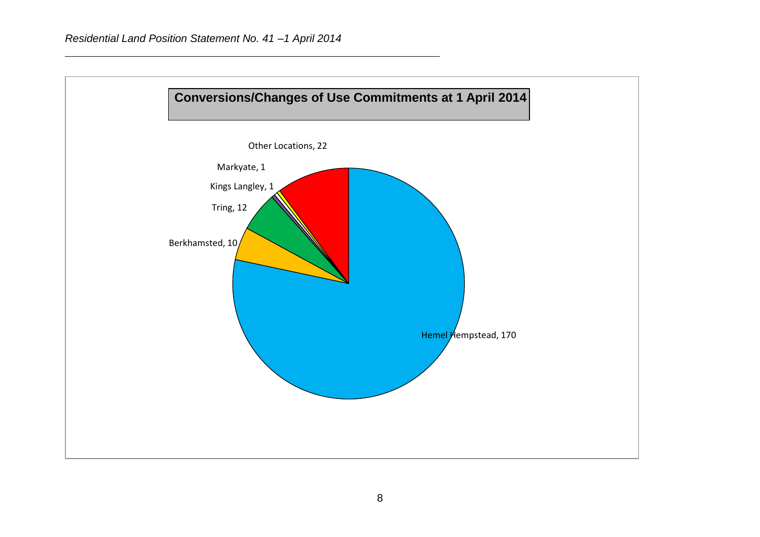## Conversions/Changes of Use Commitments at 1 April 2014

Other Locations, 22

Markyate, 1

Kings Langley, 1

Tring, 12

Berkhamsted, 10

Hemel Hempstead, 170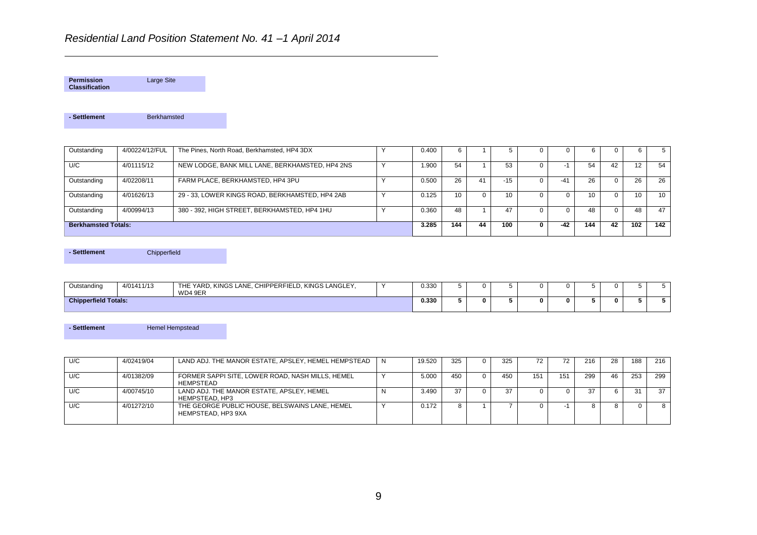# *Residential Land Position Statement No. 41 –1 April 2014*

| **Permission Classification** | Large Site |
|---|---|

| **- Settlement** | Berkhamsted |
|---|---|

| | | | | | | | | | | | | | |
|---|---|---|---|---|---|---|---|---|---|---|---|---|---|
| Outstanding | 4/00224/12/FUL | The Pines, North Road, Berkhamsted, HP4 3DX | Y | 0.400 | 6 | 1 | 5 | 0 | 0 | 6 | 0 | 6 | 5 |
| U/C | 4/01115/12 | NEW LODGE, BANK MILL LANE, BERKHAMSTED, HP4 2NS | Y | 1.900 | 54 | 1 | 53 | 0 | -1 | 54 | 42 | 12 | 54 |
| Outstanding | 4/02208/11 | FARM PLACE, BERKHAMSTED, HP4 3PU | Y | 0.500 | 26 | 41 | -15 | 0 | -41 | 26 | 0 | 26 | 26 |
| Outstanding | 4/01626/13 | 29 - 33, LOWER KINGS ROAD, BERKHAMSTED, HP4 2AB | Y | 0.125 | 10 | 0 | 10 | 0 | 0 | 10 | 0 | 10 | 10 |
| Outstanding | 4/00994/13 | 380 - 392, HIGH STREET, BERKHAMSTED, HP4 1HU | Y | 0.360 | 48 | 1 | 47 | 0 | 0 | 48 | 0 | 48 | 47 |
| **Berkhamsted Totals:** | | | | **3.285** | **144** | **44** | **100** | **0** | **-42** | **144** | **42** | **102** | **142** |

| **- Settlement** | Chipperfield |
|---|---|

| | | | | | | | | | | | | | |
|---|---|---|---|---|---|---|---|---|---|---|---|---|---|
| Outstanding | 4/01411/13 | THE YARD, KINGS LANE, CHIPPERFIELD, KINGS LANGLEY, WD4 9ER | Y | 0.330 | 5 | 0 | 5 | 0 | 0 | 5 | 0 | 5 | 5 |
| **Chipperfield Totals:** | | | | **0.330** | **5** | **0** | **5** | **0** | **0** | **5** | **0** | **5** | **5** |

| **- Settlement** | Hemel Hempstead |
|---|---|

| | | | | | | | | | | | | | |
|---|---|---|---|---|---|---|---|---|---|---|---|---|---|
| U/C | 4/02419/04 | LAND ADJ. THE MANOR ESTATE, APSLEY, HEMEL HEMPSTEAD | N | 19.520 | 325 | 0 | 325 | 72 | 72 | 216 | 28 | 188 | 216 |
| U/C | 4/01382/09 | FORMER SAPPI SITE, LOWER ROAD, NASH MILLS, HEMEL HEMPSTEAD | Y | 5.000 | 450 | 0 | 450 | 151 | 151 | 299 | 46 | 253 | 299 |
| U/C | 4/00745/10 | LAND ADJ. THE MANOR ESTATE, APSLEY, HEMEL HEMPSTEAD, HP3 | N | 3.490 | 37 | 0 | 37 | 0 | 0 | 37 | 6 | 31 | 37 |
| U/C | 4/01272/10 | THE GEORGE PUBLIC HOUSE, BELSWAINS LANE, HEMEL HEMPSTEAD, HP3 9XA | Y | 0.172 | 8 | 1 | 7 | 0 | -1 | 8 | 8 | 0 | 8 |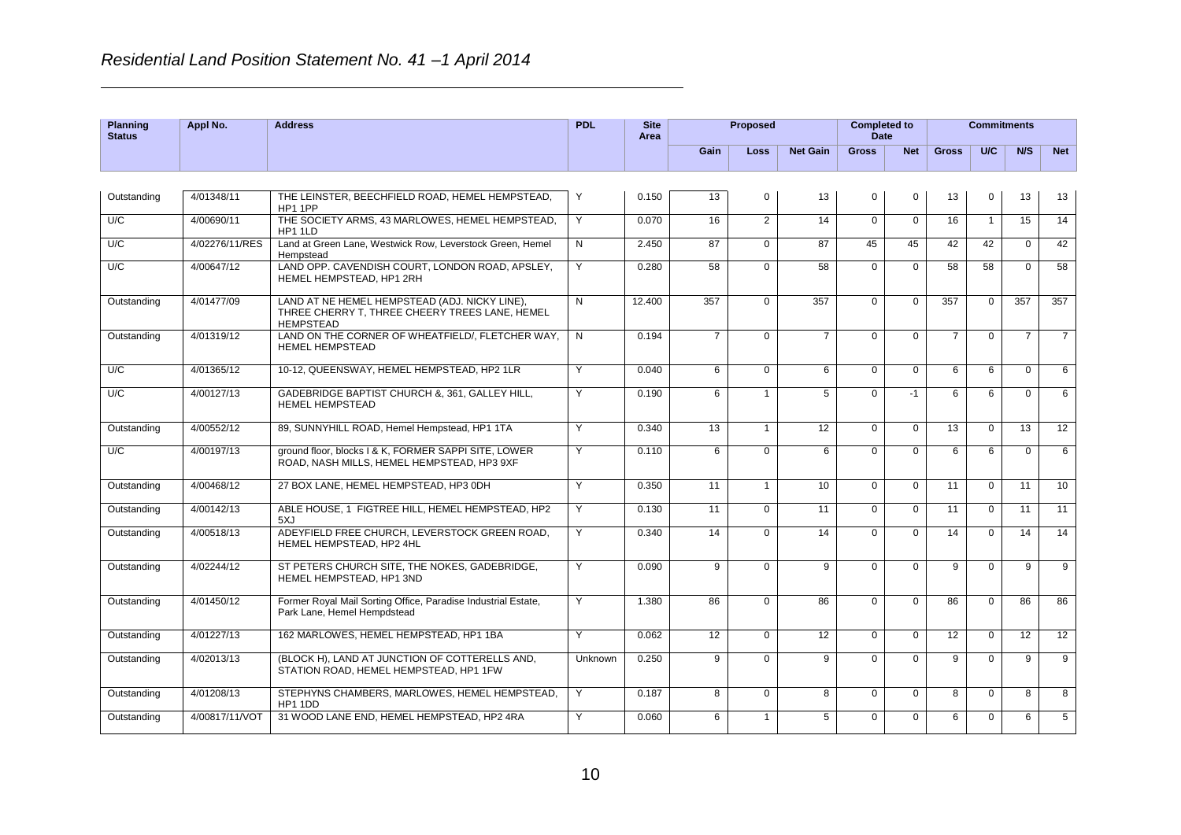*Residential Land Position Statement No. 41 –1 April 2014*

| Planning Status | Appl No. | Address | PDL | Site Area | Proposed | | | Completed to Date | | Commitments | | | |
|---|---|---|---|---|---|---|---|---|---|---|---|---|---|
| | | | | | Gain | Loss | Net Gain | Gross | Net | Gross | U/C | N/S | Net |
| Outstanding | 4/01348/11 | THE LEINSTER, BEECHFIELD ROAD, HEMEL HEMPSTEAD, HP1 1PP | Y | 0.150 | 13 | 0 | 13 | 0 | 0 | 13 | 0 | 13 | 13 |
| U/C | 4/00690/11 | THE SOCIETY ARMS, 43 MARLOWES, HEMEL HEMPSTEAD, HP1 1LD | Y | 0.070 | 16 | 2 | 14 | 0 | 0 | 16 | 1 | 15 | 14 |
| U/C | 4/02276/11/RES | Land at Green Lane, Westwick Row, Leverstock Green, Hemel Hempstead | N | 2.450 | 87 | 0 | 87 | 45 | 45 | 42 | 42 | 0 | 42 |
| U/C | 4/00647/12 | LAND OPP. CAVENDISH COURT, LONDON ROAD, APSLEY, HEMEL HEMPSTEAD, HP1 2RH | Y | 0.280 | 58 | 0 | 58 | 0 | 0 | 58 | 58 | 0 | 58 |
| Outstanding | 4/01477/09 | LAND AT NE HEMEL HEMPSTEAD (ADJ. NICKY LINE), THREE CHERRY T, THREE CHEERY TREES LANE, HEMEL HEMPSTEAD | N | 12.400 | 357 | 0 | 357 | 0 | 0 | 357 | 0 | 357 | 357 |
| Outstanding | 4/01319/12 | LAND ON THE CORNER OF WHEATFIELD/, FLETCHER WAY, HEMEL HEMPSTEAD | N | 0.194 | 7 | 0 | 7 | 0 | 0 | 7 | 0 | 7 | 7 |
| U/C | 4/01365/12 | 10-12, QUEENSWAY, HEMEL HEMPSTEAD, HP2 1LR | Y | 0.040 | 6 | 0 | 6 | 0 | 0 | 6 | 6 | 0 | 6 |
| U/C | 4/00127/13 | GADEBRIDGE BAPTIST CHURCH &, 361, GALLEY HILL, HEMEL HEMPSTEAD | Y | 0.190 | 6 | 1 | 5 | 0 | -1 | 6 | 6 | 0 | 6 |
| Outstanding | 4/00552/12 | 89, SUNNYHILL ROAD, Hemel Hempstead, HP1 1TA | Y | 0.340 | 13 | 1 | 12 | 0 | 0 | 13 | 0 | 13 | 12 |
| U/C | 4/00197/13 | ground floor, blocks I & K, FORMER SAPPI SITE, LOWER ROAD, NASH MILLS, HEMEL HEMPSTEAD, HP3 9XF | Y | 0.110 | 6 | 0 | 6 | 0 | 0 | 6 | 6 | 0 | 6 |
| Outstanding | 4/00468/12 | 27 BOX LANE, HEMEL HEMPSTEAD, HP3 0DH | Y | 0.350 | 11 | 1 | 10 | 0 | 0 | 11 | 0 | 11 | 10 |
| Outstanding | 4/00142/13 | ABLE HOUSE, 1 FIGTREE HILL, HEMEL HEMPSTEAD, HP2 5XJ | Y | 0.130 | 11 | 0 | 11 | 0 | 0 | 11 | 0 | 11 | 11 |
| Outstanding | 4/00518/13 | ADEYFIELD FREE CHURCH, LEVERSTOCK GREEN ROAD, HEMEL HEMPSTEAD, HP2 4HL | Y | 0.340 | 14 | 0 | 14 | 0 | 0 | 14 | 0 | 14 | 14 |
| Outstanding | 4/02244/12 | ST PETERS CHURCH SITE, THE NOKES, GADEBRIDGE, HEMEL HEMPSTEAD, HP1 3ND | Y | 0.090 | 9 | 0 | 9 | 0 | 0 | 9 | 0 | 9 | 9 |
| Outstanding | 4/01450/12 | Former Royal Mail Sorting Office, Paradise Industrial Estate, Park Lane, Hemel Hempdstead | Y | 1.380 | 86 | 0 | 86 | 0 | 0 | 86 | 0 | 86 | 86 |
| Outstanding | 4/01227/13 | 162 MARLOWES, HEMEL HEMPSTEAD, HP1 1BA | Y | 0.062 | 12 | 0 | 12 | 0 | 0 | 12 | 0 | 12 | 12 |
| Outstanding | 4/02013/13 | (BLOCK H), LAND AT JUNCTION OF COTTERELLS AND, STATION ROAD, HEMEL HEMPSTEAD, HP1 1FW | Unknown | 0.250 | 9 | 0 | 9 | 0 | 0 | 9 | 0 | 9 | 9 |
| Outstanding | 4/01208/13 | STEPHYNS CHAMBERS, MARLOWES, HEMEL HEMPSTEAD, HP1 1DD | Y | 0.187 | 8 | 0 | 8 | 0 | 0 | 8 | 0 | 8 | 8 |
| Outstanding | 4/00817/11/VOT | 31 WOOD LANE END, HEMEL HEMPSTEAD, HP2 4RA | Y | 0.060 | 6 | 1 | 5 | 0 | 0 | 6 | 0 | 6 | 5 |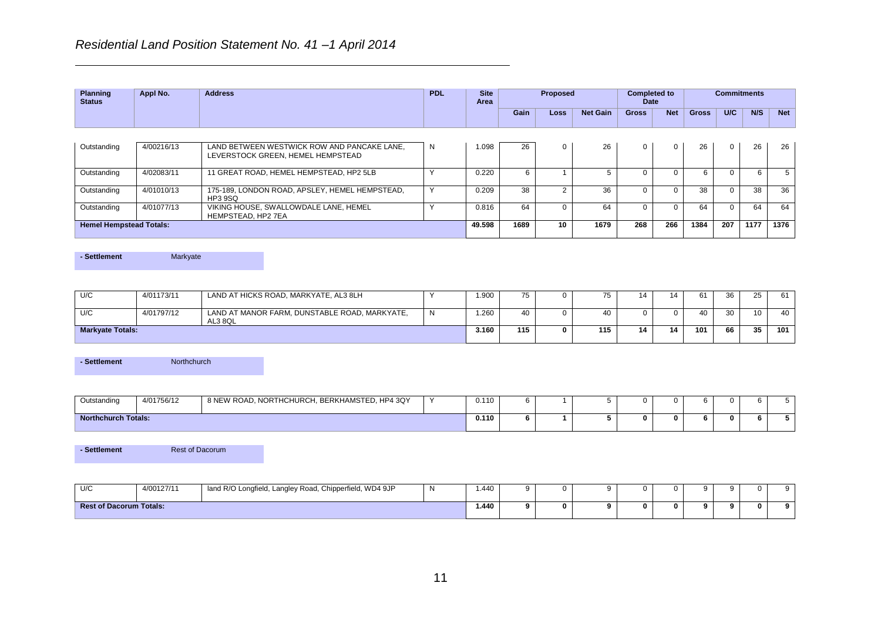*Residential Land Position Statement No. 41 –1 April 2014*

| Planning Status | Appl No. | Address | PDL | Site Area | Proposed | | | Completed to Date | | Commitments | | | |
|---|---|---|---|---|---|---|---|---|---|---|---|---|---|
| | | | | | Gain | Loss | Net Gain | Gross | Net | Gross | U/C | N/S | Net |
| Outstanding | 4/00216/13 | LAND BETWEEN WESTWICK ROW AND PANCAKE LANE, LEVERSTOCK GREEN, HEMEL HEMPSTEAD | N | 1.098 | 26 | 0 | 26 | 0 | 0 | 26 | 0 | 26 | 26 |
| Outstanding | 4/02083/11 | 11 GREAT ROAD, HEMEL HEMPSTEAD, HP2 5LB | Y | 0.220 | 6 | 1 | 5 | 0 | 0 | 6 | 0 | 6 | 5 |
| Outstanding | 4/01010/13 | 175-189, LONDON ROAD, APSLEY, HEMEL HEMPSTEAD, HP3 9SQ | Y | 0.209 | 38 | 2 | 36 | 0 | 0 | 38 | 0 | 38 | 36 |
| Outstanding | 4/01077/13 | VIKING HOUSE, SWALLOWDALE LANE, HEMEL HEMPSTEAD, HP2 7EA | Y | 0.816 | 64 | 0 | 64 | 0 | 0 | 64 | 0 | 64 | 64 |
| **Hemel Hempstead Totals:** | | | | **49.598** | **1689** | **10** | **1679** | **268** | **266** | **1384** | **207** | **1177** | **1376** |

**- Settlement** Markyate

| Planning Status | Appl No. | Address | PDL | Site Area | Gain | Loss | Net Gain | Gross | Net | Gross | U/C | N/S | Net |
|---|---|---|---|---|---|---|---|---|---|---|---|---|---|
| U/C | 4/01173/11 | LAND AT HICKS ROAD, MARKYATE, AL3 8LH | Y | 1.900 | 75 | 0 | 75 | 14 | 14 | 61 | 36 | 25 | 61 |
| U/C | 4/01797/12 | LAND AT MANOR FARM, DUNSTABLE ROAD, MARKYATE, AL3 8QL | N | 1.260 | 40 | 0 | 40 | 0 | 0 | 40 | 30 | 10 | 40 |
| **Markyate Totals:** | | | | **3.160** | **115** | **0** | **115** | **14** | **14** | **101** | **66** | **35** | **101** |

**- Settlement** Northchurch

| Planning Status | Appl No. | Address | PDL | Site Area | Gain | Loss | Net Gain | Gross | Net | Gross | U/C | N/S | Net |
|---|---|---|---|---|---|---|---|---|---|---|---|---|---|
| Outstanding | 4/01756/12 | 8 NEW ROAD, NORTHCHURCH, BERKHAMSTED, HP4 3QY | Y | 0.110 | 6 | 1 | 5 | 0 | 0 | 6 | 0 | 6 | 5 |
| **Northchurch Totals:** | | | | **0.110** | **6** | **1** | **5** | **0** | **0** | **6** | **0** | **6** | **5** |

**- Settlement** Rest of Dacorum

| Planning Status | Appl No. | Address | PDL | Site Area | Gain | Loss | Net Gain | Gross | Net | Gross | U/C | N/S | Net |
|---|---|---|---|---|---|---|---|---|---|---|---|---|---|
| U/C | 4/00127/11 | land R/O Longfield, Langley Road, Chipperfield, WD4 9JP | N | 1.440 | 9 | 0 | 9 | 0 | 0 | 9 | 9 | 0 | 9 |
| **Rest of Dacorum Totals:** | | | | **1.440** | **9** | **0** | **9** | **0** | **0** | **9** | **9** | **0** | **9** |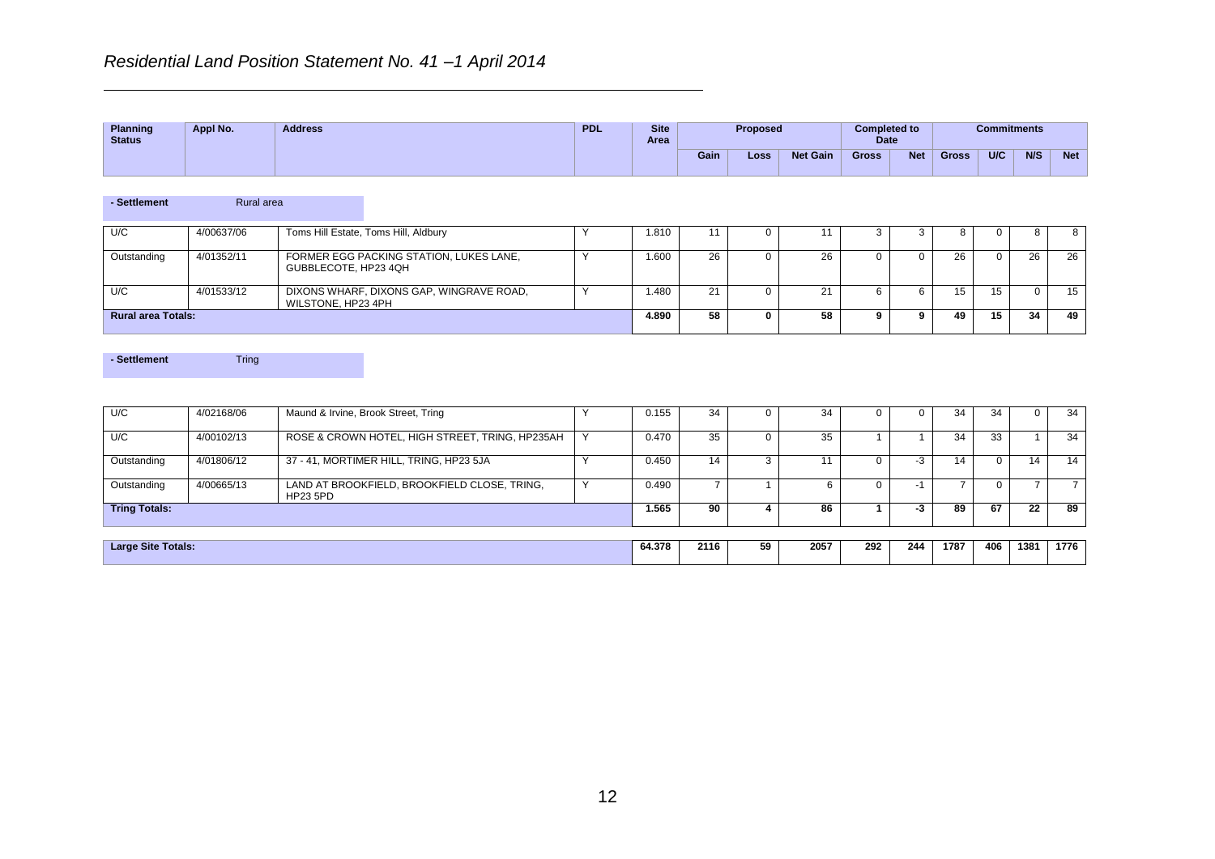*Residential Land Position Statement No. 41 –1 April 2014*

| Planning Status | Appl No. | Address | PDL | Site Area | Proposed | | | Completed to Date | | Commitments | | | |
|---|---|---|---|---|---|---|---|---|---|---|---|---|---|
| | | | | | Gain | Loss | Net Gain | Gross | Net | Gross | U/C | N/S | Net |
| **- Settlement** | Rural area | | | | | | | | | | | | |
| U/C | 4/00637/06 | Toms Hill Estate, Toms Hill, Aldbury | Y | 1.810 | 11 | 0 | 11 | 3 | 3 | 8 | 0 | 8 | 8 |
| Outstanding | 4/01352/11 | FORMER EGG PACKING STATION, LUKES LANE, GUBBLECOTE, HP23 4QH | Y | 1.600 | 26 | 0 | 26 | 0 | 0 | 26 | 0 | 26 | 26 |
| U/C | 4/01533/12 | DIXONS WHARF, DIXONS GAP, WINGRAVE ROAD, WILSTONE, HP23 4PH | Y | 1.480 | 21 | 0 | 21 | 6 | 6 | 15 | 15 | 0 | 15 |
| **Rural area Totals:** | | | | **4.890** | **58** | **0** | **58** | **9** | **9** | **49** | **15** | **34** | **49** |
| **- Settlement** | Tring | | | | | | | | | | | | |
| U/C | 4/02168/06 | Maund & Irvine, Brook Street, Tring | Y | 0.155 | 34 | 0 | 34 | 0 | 0 | 34 | 34 | 0 | 34 |
| U/C | 4/00102/13 | ROSE & CROWN HOTEL, HIGH STREET, TRING, HP235AH | Y | 0.470 | 35 | 0 | 35 | 1 | 1 | 34 | 33 | 1 | 34 |
| Outstanding | 4/01806/12 | 37 - 41, MORTIMER HILL, TRING, HP23 5JA | Y | 0.450 | 14 | 3 | 11 | 0 | -3 | 14 | 0 | 14 | 14 |
| Outstanding | 4/00665/13 | LAND AT BROOKFIELD, BROOKFIELD CLOSE, TRING, HP23 5PD | Y | 0.490 | 7 | 1 | 6 | 0 | -1 | 7 | 0 | 7 | 7 |
| **Tring Totals:** | | | | **1.565** | **90** | **4** | **86** | **1** | **-3** | **89** | **67** | **22** | **89** |
| **Large Site Totals:** | | | | **64.378** | **2116** | **59** | **2057** | **292** | **244** | **1787** | **406** | **1381** | **1776** |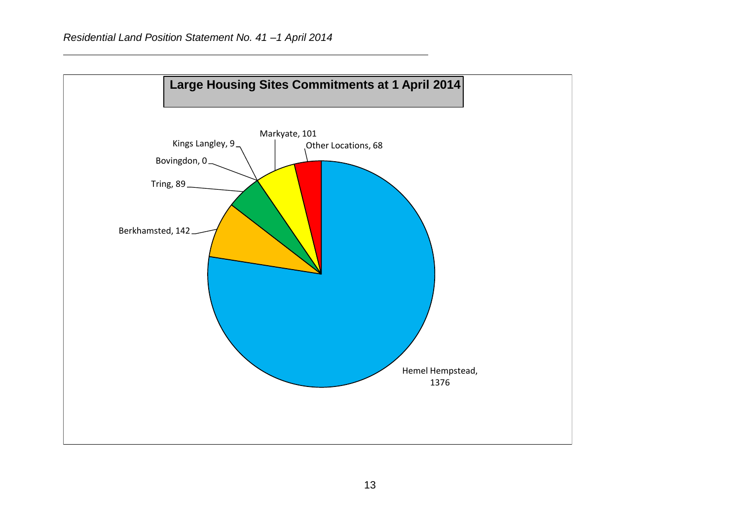## Large Housing Sites Commitments at 1 April 2014

| Location | Commitments |
| --- | --- |
| Hemel Hempstead | 1376 |
| Berkhamsted | 142 |
| Tring | 89 |
| Bovingdon | 0 |
| Kings Langley | 9 |
| Markyate | 101 |
| Other Locations | 68 |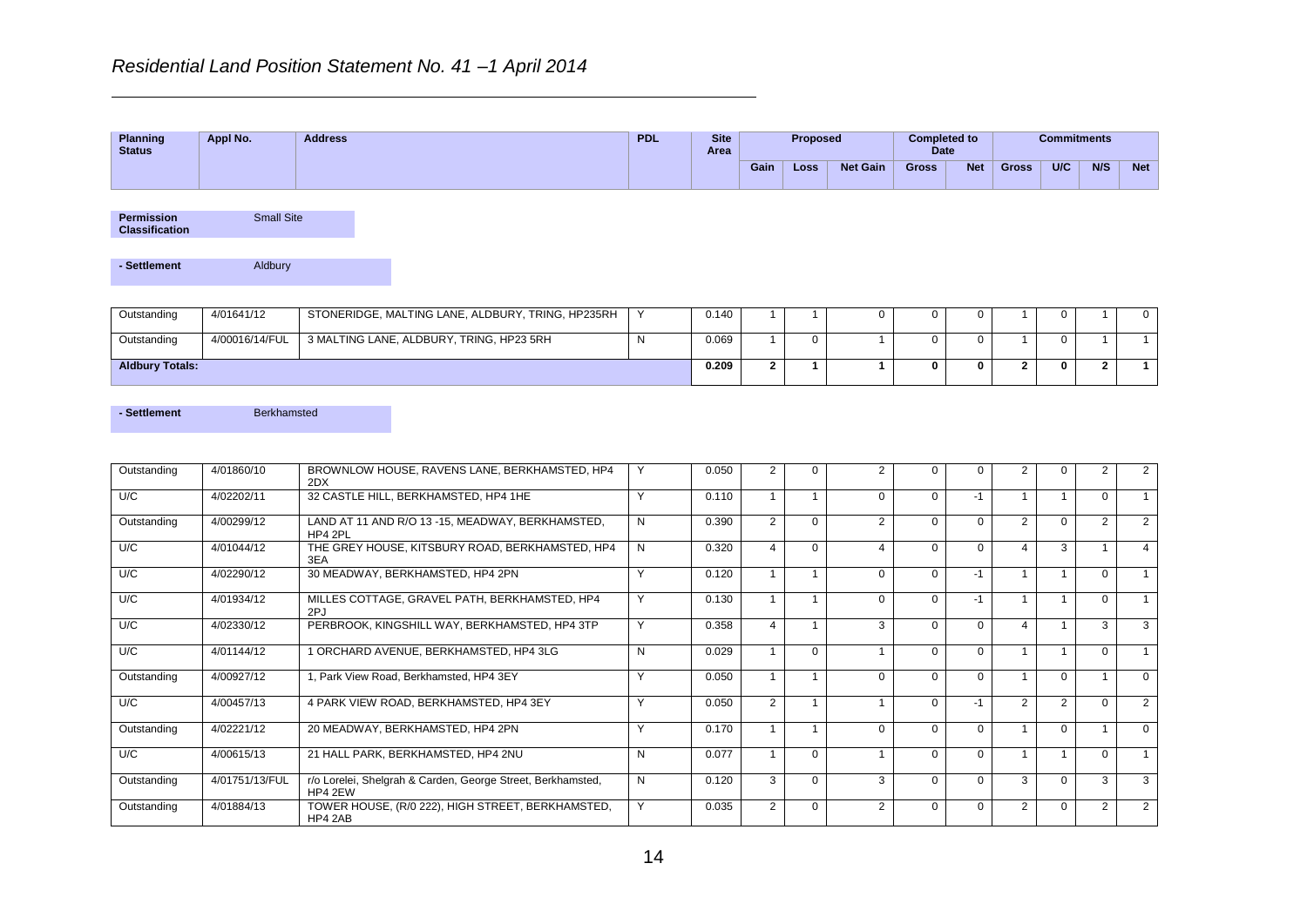# *Residential Land Position Statement No. 41 –1 April 2014*

| Planning Status | Appl No. | Address | PDL | Site Area | Proposed | | | Completed to Date | | Commitments | | | |
|---|---|---|---|---|---|---|---|---|---|---|---|---|---|
| | | | | | Gain | Loss | Net Gain | Gross | Net | Gross | U/C | N/S | Net |

**Permission Classification** Small Site

**- Settlement** Aldbury

| Planning Status | Appl No. | Address | PDL | Site Area | Gain | Loss | Net Gain | Gross | Net | Gross | U/C | N/S | Net |
|---|---|---|---|---|---|---|---|---|---|---|---|---|---|
| Outstanding | 4/01641/12 | STONERIDGE, MALTING LANE, ALDBURY, TRING, HP235RH | Y | 0.140 | 1 | 1 | 0 | 0 | 0 | 1 | 0 | 1 | 0 |
| Outstanding | 4/00016/14/FUL | 3 MALTING LANE, ALDBURY, TRING, HP23 5RH | N | 0.069 | 1 | 0 | 1 | 0 | 0 | 1 | 0 | 1 | 1 |
| **Aldbury Totals:** | | | | **0.209** | **2** | **1** | **1** | **0** | **0** | **2** | **0** | **2** | **1** |

**- Settlement** Berkhamsted

| Planning Status | Appl No. | Address | PDL | Site Area | Gain | Loss | Net Gain | Gross | Net | Gross | U/C | N/S | Net |
|---|---|---|---|---|---|---|---|---|---|---|---|---|---|
| Outstanding | 4/01860/10 | BROWNLOW HOUSE, RAVENS LANE, BERKHAMSTED, HP4 2DX | Y | 0.050 | 2 | 0 | 2 | 0 | 0 | 2 | 0 | 2 | 2 |
| U/C | 4/02202/11 | 32 CASTLE HILL, BERKHAMSTED, HP4 1HE | Y | 0.110 | 1 | 1 | 0 | 0 | -1 | 1 | 1 | 0 | 1 |
| Outstanding | 4/00299/12 | LAND AT 11 AND R/O 13 -15, MEADWAY, BERKHAMSTED, HP4 2PL | N | 0.390 | 2 | 0 | 2 | 0 | 0 | 2 | 0 | 2 | 2 |
| U/C | 4/01044/12 | THE GREY HOUSE, KITSBURY ROAD, BERKHAMSTED, HP4 3EA | N | 0.320 | 4 | 0 | 4 | 0 | 0 | 4 | 3 | 1 | 4 |
| U/C | 4/02290/12 | 30 MEADWAY, BERKHAMSTED, HP4 2PN | Y | 0.120 | 1 | 1 | 0 | 0 | -1 | 1 | 1 | 0 | 1 |
| U/C | 4/01934/12 | MILLES COTTAGE, GRAVEL PATH, BERKHAMSTED, HP4 2PJ | Y | 0.130 | 1 | 1 | 0 | 0 | -1 | 1 | 1 | 0 | 1 |
| U/C | 4/02330/12 | PERBROOK, KINGSHILL WAY, BERKHAMSTED, HP4 3TP | Y | 0.358 | 4 | 1 | 3 | 0 | 0 | 4 | 1 | 3 | 3 |
| U/C | 4/01144/12 | 1 ORCHARD AVENUE, BERKHAMSTED, HP4 3LG | N | 0.029 | 1 | 0 | 1 | 0 | 0 | 1 | 1 | 0 | 1 |
| Outstanding | 4/00927/12 | 1, Park View Road, Berkhamsted, HP4 3EY | Y | 0.050 | 1 | 1 | 0 | 0 | 0 | 1 | 0 | 1 | 0 |
| U/C | 4/00457/13 | 4 PARK VIEW ROAD, BERKHAMSTED, HP4 3EY | Y | 0.050 | 2 | 1 | 1 | 0 | -1 | 2 | 2 | 0 | 2 |
| Outstanding | 4/02221/12 | 20 MEADWAY, BERKHAMSTED, HP4 2PN | Y | 0.170 | 1 | 1 | 0 | 0 | 0 | 1 | 0 | 1 | 0 |
| U/C | 4/00615/13 | 21 HALL PARK, BERKHAMSTED, HP4 2NU | N | 0.077 | 1 | 0 | 1 | 0 | 0 | 1 | 1 | 0 | 1 |
| Outstanding | 4/01751/13/FUL | r/o Lorelei, Shelgrah & Carden, George Street, Berkhamsted, HP4 2EW | N | 0.120 | 3 | 0 | 3 | 0 | 0 | 3 | 0 | 3 | 3 |
| Outstanding | 4/01884/13 | TOWER HOUSE, (R/0 222), HIGH STREET, BERKHAMSTED, HP4 2AB | Y | 0.035 | 2 | 0 | 2 | 0 | 0 | 2 | 0 | 2 | 2 |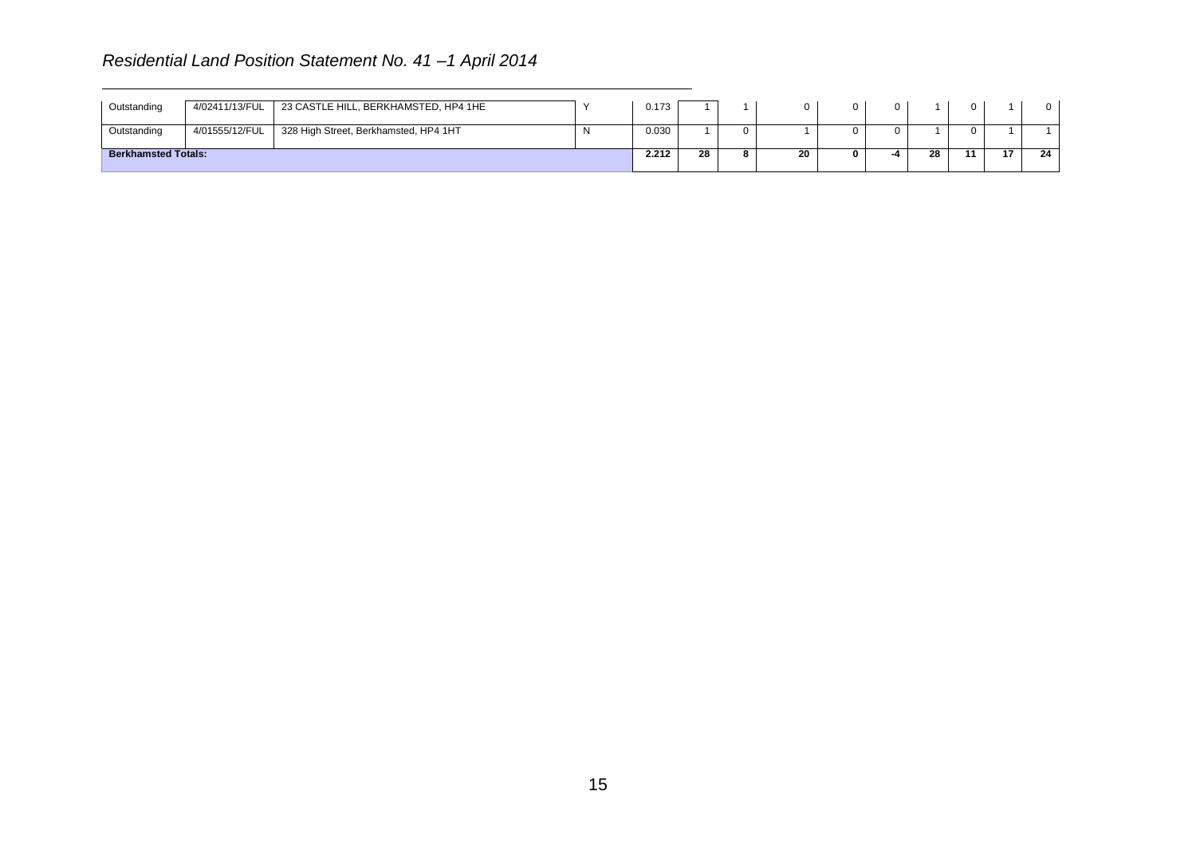*Residential Land Position Statement No. 41 –1 April 2014*

| | | | | | | | | | | | | | |
|---|---|---|---|---|---|---|---|---|---|---|---|---|---|
| Outstanding | 4/02411/13/FUL | 23 CASTLE HILL, BERKHAMSTED, HP4 1HE | Y | 0.173 | 1 | 1 | 0 | 0 | 0 | 1 | 0 | 1 | 0 |
| Outstanding | 4/01555/12/FUL | 328 High Street, Berkhamsted, HP4 1HT | N | 0.030 | 1 | 0 | 1 | 0 | 0 | 1 | 0 | 1 | 1 |
| **Berkhamsted Totals:** | | | | **2.212** | **28** | **8** | **20** | **0** | **-4** | **28** | **11** | **17** | **24** |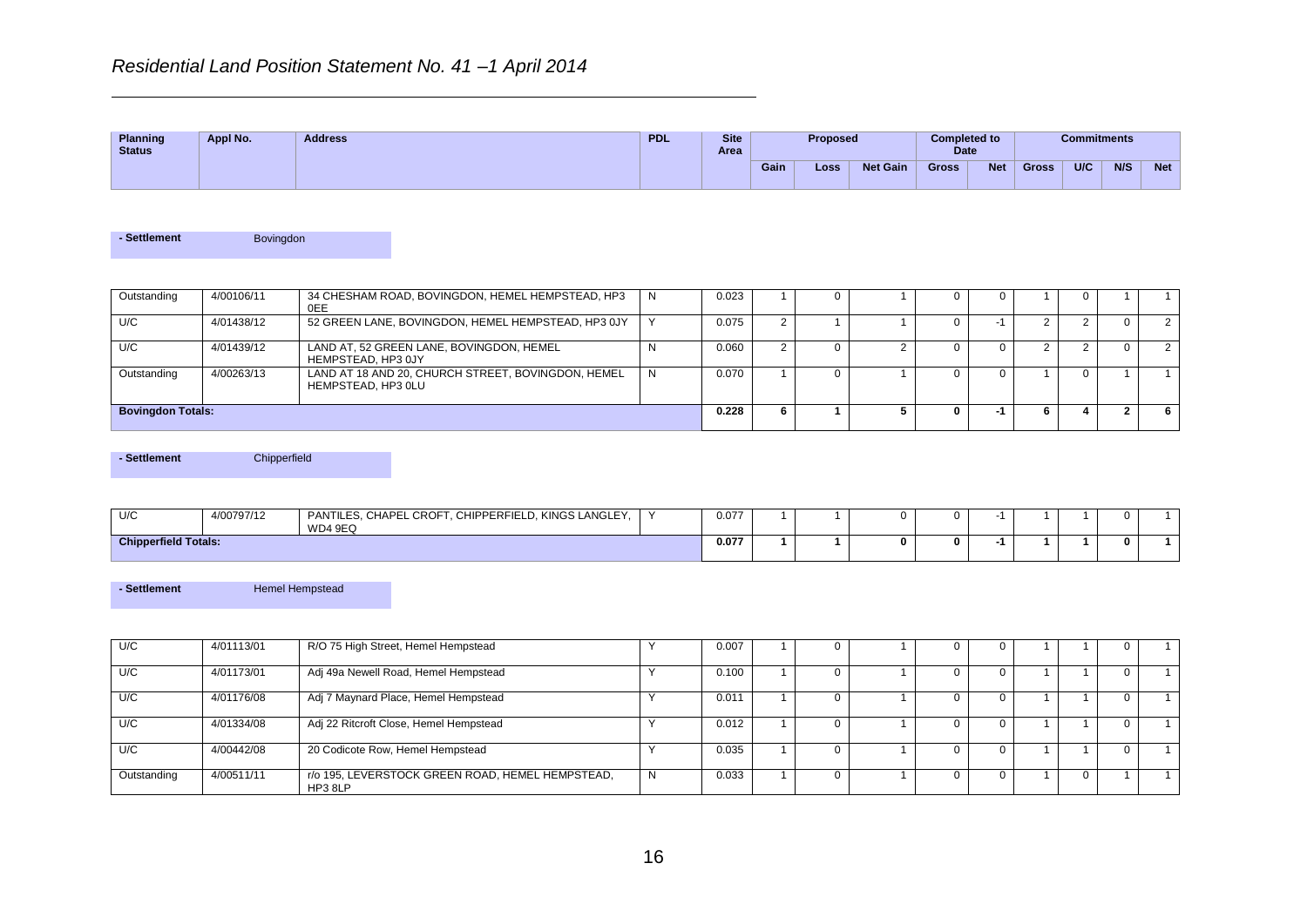## *Residential Land Position Statement No. 41 –1 April 2014*

| Planning Status | Appl No. | Address | PDL | Site Area | Proposed | | | Completed to Date | | Commitments | | | |
|---|---|---|---|---|---|---|---|---|---|---|---|---|---|
| | | | | | Gain | Loss | Net Gain | Gross | Net | Gross | U/C | N/S | Net |

**- Settlement** Bovingdon

| Planning Status | Appl No. | Address | PDL | Site Area | Gain | Loss | Net Gain | Gross | Net | Gross | U/C | N/S | Net |
|---|---|---|---|---|---|---|---|---|---|---|---|---|---|
| Outstanding | 4/00106/11 | 34 CHESHAM ROAD, BOVINGDON, HEMEL HEMPSTEAD, HP3 0EE | N | 0.023 | 1 | 0 | 1 | 0 | 0 | 1 | 0 | 1 | 1 |
| U/C | 4/01438/12 | 52 GREEN LANE, BOVINGDON, HEMEL HEMPSTEAD, HP3 0JY | Y | 0.075 | 2 | 1 | 1 | 0 | -1 | 2 | 2 | 0 | 2 |
| U/C | 4/01439/12 | LAND AT, 52 GREEN LANE, BOVINGDON, HEMEL HEMPSTEAD, HP3 0JY | N | 0.060 | 2 | 0 | 2 | 0 | 0 | 2 | 2 | 0 | 2 |
| Outstanding | 4/00263/13 | LAND AT 18 AND 20, CHURCH STREET, BOVINGDON, HEMEL HEMPSTEAD, HP3 0LU | N | 0.070 | 1 | 0 | 1 | 0 | 0 | 1 | 0 | 1 | 1 |
| **Bovingdon Totals:** | | | | **0.228** | **6** | **1** | **5** | **0** | **-1** | **6** | **4** | **2** | **6** |

**- Settlement** Chipperfield

| Planning Status | Appl No. | Address | PDL | Site Area | Gain | Loss | Net Gain | Gross | Net | Gross | U/C | N/S | Net |
|---|---|---|---|---|---|---|---|---|---|---|---|---|---|
| U/C | 4/00797/12 | PANTILES, CHAPEL CROFT, CHIPPERFIELD, KINGS LANGLEY, WD4 9EQ | Y | 0.077 | 1 | 1 | 0 | 0 | -1 | 1 | 1 | 0 | 1 |
| **Chipperfield Totals:** | | | | **0.077** | **1** | **1** | **0** | **0** | **-1** | **1** | **1** | **0** | **1** |

**- Settlement** Hemel Hempstead

| Planning Status | Appl No. | Address | PDL | Site Area | Gain | Loss | Net Gain | Gross | Net | Gross | U/C | N/S | Net |
|---|---|---|---|---|---|---|---|---|---|---|---|---|---|
| U/C | 4/01113/01 | R/O 75 High Street, Hemel Hempstead | Y | 0.007 | 1 | 0 | 1 | 0 | 0 | 1 | 1 | 0 | 1 |
| U/C | 4/01173/01 | Adj 49a Newell Road, Hemel Hempstead | Y | 0.100 | 1 | 0 | 1 | 0 | 0 | 1 | 1 | 0 | 1 |
| U/C | 4/01176/08 | Adj 7 Maynard Place, Hemel Hempstead | Y | 0.011 | 1 | 0 | 1 | 0 | 0 | 1 | 1 | 0 | 1 |
| U/C | 4/01334/08 | Adj 22 Ritcroft Close, Hemel Hempstead | Y | 0.012 | 1 | 0 | 1 | 0 | 0 | 1 | 1 | 0 | 1 |
| U/C | 4/00442/08 | 20 Codicote Row, Hemel Hempstead | Y | 0.035 | 1 | 0 | 1 | 0 | 0 | 1 | 1 | 0 | 1 |
| Outstanding | 4/00511/11 | r/o 195, LEVERSTOCK GREEN ROAD, HEMEL HEMPSTEAD, HP3 8LP | N | 0.033 | 1 | 0 | 1 | 0 | 0 | 1 | 0 | 1 | 1 |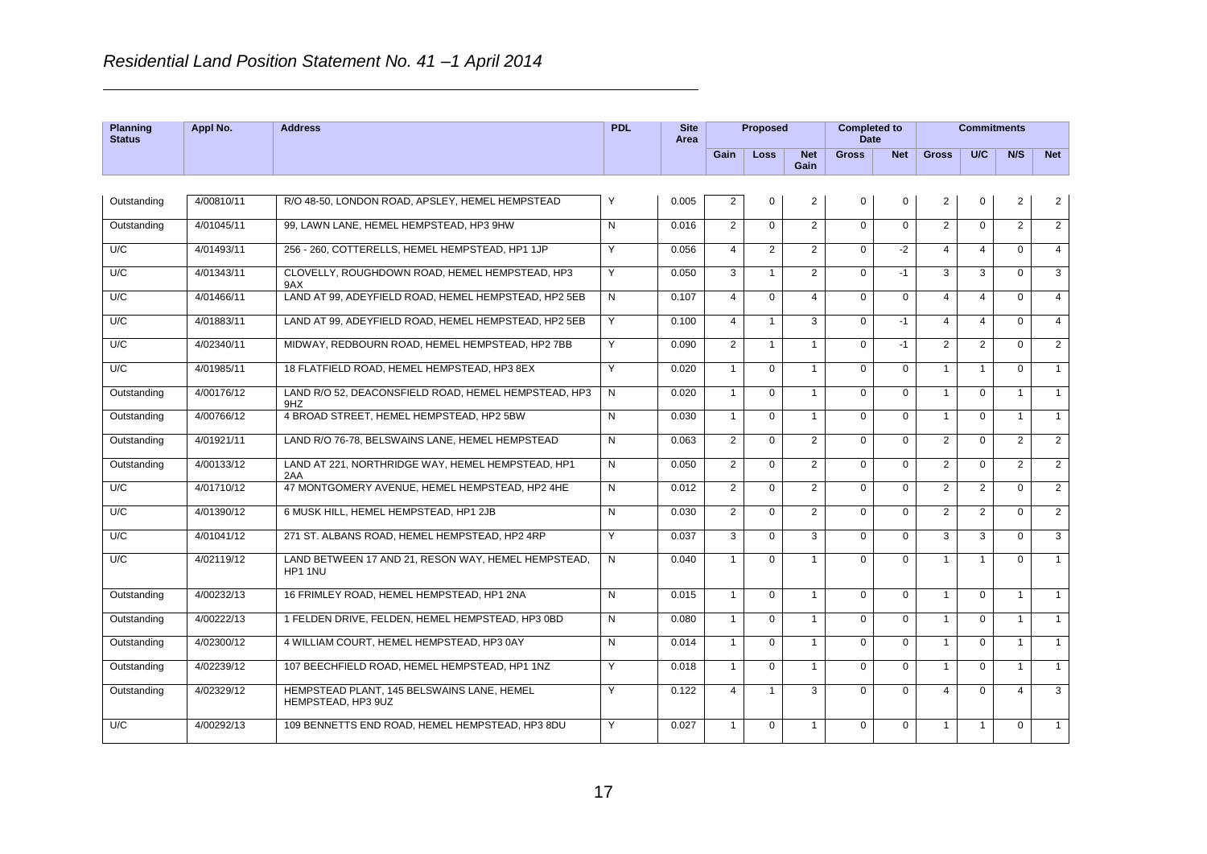*Residential Land Position Statement No. 41 –1 April 2014*

| Planning Status | Appl No. | Address | PDL | Site Area | Proposed | | | Completed to Date | | Commitments | | | |
|---|---|---|---|---|---|---|---|---|---|---|---|---|---|
| | | | | | Gain | Loss | Net Gain | Gross | Net | Gross | U/C | N/S | Net |
| Outstanding | 4/00810/11 | R/O 48-50, LONDON ROAD, APSLEY, HEMEL HEMPSTEAD | Y | 0.005 | 2 | 0 | 2 | 0 | 0 | 2 | 0 | 2 | 2 |
| Outstanding | 4/01045/11 | 99, LAWN LANE, HEMEL HEMPSTEAD, HP3 9HW | N | 0.016 | 2 | 0 | 2 | 0 | 0 | 2 | 0 | 2 | 2 |
| U/C | 4/01493/11 | 256 - 260, COTTERELLS, HEMEL HEMPSTEAD, HP1 1JP | Y | 0.056 | 4 | 2 | 2 | 0 | -2 | 4 | 4 | 0 | 4 |
| U/C | 4/01343/11 | CLOVELLY, ROUGHDOWN ROAD, HEMEL HEMPSTEAD, HP3 9AX | Y | 0.050 | 3 | 1 | 2 | 0 | -1 | 3 | 3 | 0 | 3 |
| U/C | 4/01466/11 | LAND AT 99, ADEYFIELD ROAD, HEMEL HEMPSTEAD, HP2 5EB | N | 0.107 | 4 | 0 | 4 | 0 | 0 | 4 | 4 | 0 | 4 |
| U/C | 4/01883/11 | LAND AT 99, ADEYFIELD ROAD, HEMEL HEMPSTEAD, HP2 5EB | Y | 0.100 | 4 | 1 | 3 | 0 | -1 | 4 | 4 | 0 | 4 |
| U/C | 4/02340/11 | MIDWAY, REDBOURN ROAD, HEMEL HEMPSTEAD, HP2 7BB | Y | 0.090 | 2 | 1 | 1 | 0 | -1 | 2 | 2 | 0 | 2 |
| U/C | 4/01985/11 | 18 FLATFIELD ROAD, HEMEL HEMPSTEAD, HP3 8EX | Y | 0.020 | 1 | 0 | 1 | 0 | 0 | 1 | 1 | 0 | 1 |
| Outstanding | 4/00176/12 | LAND R/O 52, DEACONSFIELD ROAD, HEMEL HEMPSTEAD, HP3 9HZ | N | 0.020 | 1 | 0 | 1 | 0 | 0 | 1 | 0 | 1 | 1 |
| Outstanding | 4/00766/12 | 4 BROAD STREET, HEMEL HEMPSTEAD, HP2 5BW | N | 0.030 | 1 | 0 | 1 | 0 | 0 | 1 | 0 | 1 | 1 |
| Outstanding | 4/01921/11 | LAND R/O 76-78, BELSWAINS LANE, HEMEL HEMPSTEAD | N | 0.063 | 2 | 0 | 2 | 0 | 0 | 2 | 0 | 2 | 2 |
| Outstanding | 4/00133/12 | LAND AT 221, NORTHRIDGE WAY, HEMEL HEMPSTEAD, HP1 2AA | N | 0.050 | 2 | 0 | 2 | 0 | 0 | 2 | 0 | 2 | 2 |
| U/C | 4/01710/12 | 47 MONTGOMERY AVENUE, HEMEL HEMPSTEAD, HP2 4HE | N | 0.012 | 2 | 0 | 2 | 0 | 0 | 2 | 2 | 0 | 2 |
| U/C | 4/01390/12 | 6 MUSK HILL, HEMEL HEMPSTEAD, HP1 2JB | N | 0.030 | 2 | 0 | 2 | 0 | 0 | 2 | 2 | 0 | 2 |
| U/C | 4/01041/12 | 271 ST. ALBANS ROAD, HEMEL HEMPSTEAD, HP2 4RP | Y | 0.037 | 3 | 0 | 3 | 0 | 0 | 3 | 3 | 0 | 3 |
| U/C | 4/02119/12 | LAND BETWEEN 17 AND 21, RESON WAY, HEMEL HEMPSTEAD, HP1 1NU | N | 0.040 | 1 | 0 | 1 | 0 | 0 | 1 | 1 | 0 | 1 |
| Outstanding | 4/00232/13 | 16 FRIMLEY ROAD, HEMEL HEMPSTEAD, HP1 2NA | N | 0.015 | 1 | 0 | 1 | 0 | 0 | 1 | 0 | 1 | 1 |
| Outstanding | 4/00222/13 | 1 FELDEN DRIVE, FELDEN, HEMEL HEMPSTEAD, HP3 0BD | N | 0.080 | 1 | 0 | 1 | 0 | 0 | 1 | 0 | 1 | 1 |
| Outstanding | 4/02300/12 | 4 WILLIAM COURT, HEMEL HEMPSTEAD, HP3 0AY | N | 0.014 | 1 | 0 | 1 | 0 | 0 | 1 | 0 | 1 | 1 |
| Outstanding | 4/02239/12 | 107 BEECHFIELD ROAD, HEMEL HEMPSTEAD, HP1 1NZ | Y | 0.018 | 1 | 0 | 1 | 0 | 0 | 1 | 0 | 1 | 1 |
| Outstanding | 4/02329/12 | HEMPSTEAD PLANT, 145 BELSWAINS LANE, HEMEL HEMPSTEAD, HP3 9UZ | Y | 0.122 | 4 | 1 | 3 | 0 | 0 | 4 | 0 | 4 | 3 |
| U/C | 4/00292/13 | 109 BENNETTS END ROAD, HEMEL HEMPSTEAD, HP3 8DU | Y | 0.027 | 1 | 0 | 1 | 0 | 0 | 1 | 1 | 0 | 1 |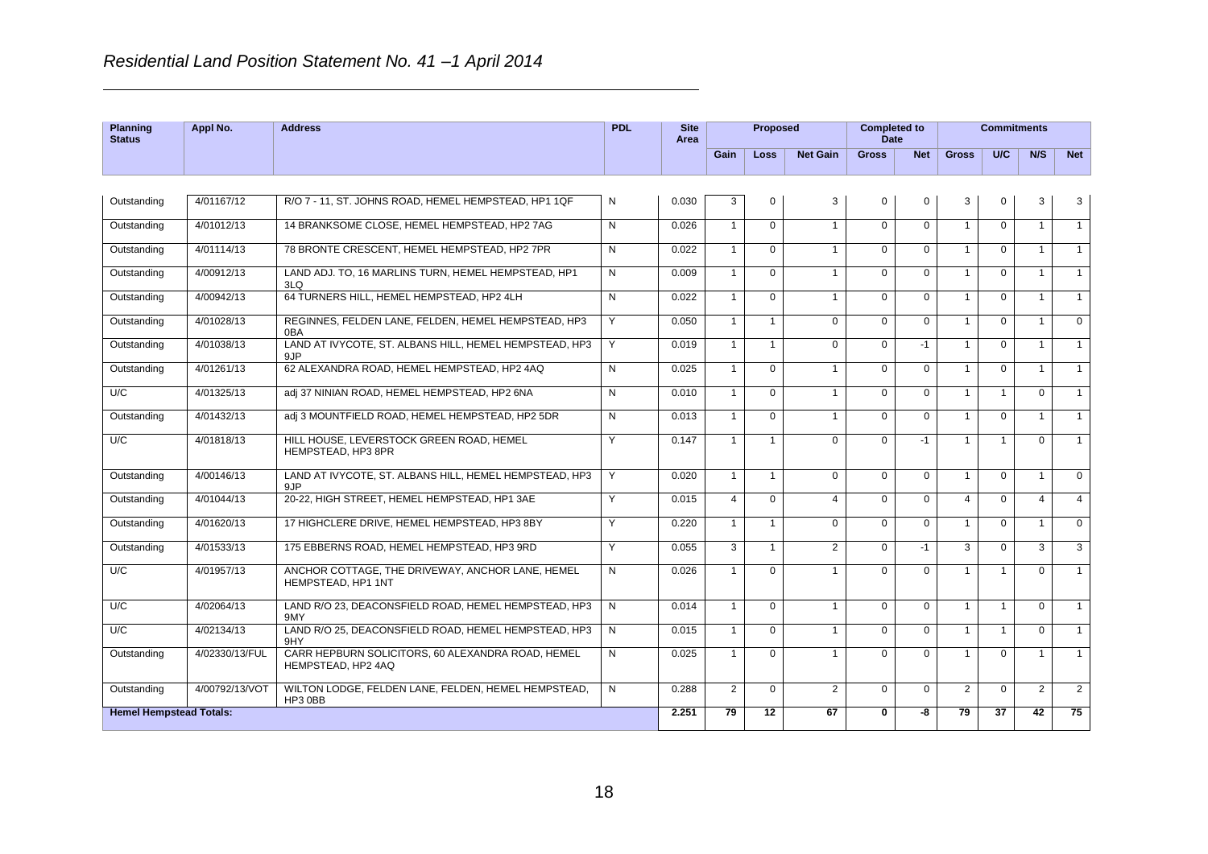*Residential Land Position Statement No. 41 –1 April 2014*

| Planning Status | Appl No. | Address | PDL | Site Area | Proposed | | | Completed to Date | | Commitments | | | |
|---|---|---|---|---|---|---|---|---|---|---|---|---|---|
| | | | | | Gain | Loss | Net Gain | Gross | Net | Gross | U/C | N/S | Net |
| Outstanding | 4/01167/12 | R/O 7 - 11, ST. JOHNS ROAD, HEMEL HEMPSTEAD, HP1 1QF | N | 0.030 | 3 | 0 | 3 | 0 | 0 | 3 | 0 | 3 | 3 |
| Outstanding | 4/01012/13 | 14 BRANKSOME CLOSE, HEMEL HEMPSTEAD, HP2 7AG | N | 0.026 | 1 | 0 | 1 | 0 | 0 | 1 | 0 | 1 | 1 |
| Outstanding | 4/01114/13 | 78 BRONTE CRESCENT, HEMEL HEMPSTEAD, HP2 7PR | N | 0.022 | 1 | 0 | 1 | 0 | 0 | 1 | 0 | 1 | 1 |
| Outstanding | 4/00912/13 | LAND ADJ. TO, 16 MARLINS TURN, HEMEL HEMPSTEAD, HP1 3LQ | N | 0.009 | 1 | 0 | 1 | 0 | 0 | 1 | 0 | 1 | 1 |
| Outstanding | 4/00942/13 | 64 TURNERS HILL, HEMEL HEMPSTEAD, HP2 4LH | N | 0.022 | 1 | 0 | 1 | 0 | 0 | 1 | 0 | 1 | 1 |
| Outstanding | 4/01028/13 | REGINNES, FELDEN LANE, FELDEN, HEMEL HEMPSTEAD, HP3 0BA | Y | 0.050 | 1 | 1 | 0 | 0 | 0 | 1 | 0 | 1 | 0 |
| Outstanding | 4/01038/13 | LAND AT IVYCOTE, ST. ALBANS HILL, HEMEL HEMPSTEAD, HP3 9JP | Y | 0.019 | 1 | 1 | 0 | 0 | -1 | 1 | 0 | 1 | 1 |
| Outstanding | 4/01261/13 | 62 ALEXANDRA ROAD, HEMEL HEMPSTEAD, HP2 4AQ | N | 0.025 | 1 | 0 | 1 | 0 | 0 | 1 | 0 | 1 | 1 |
| U/C | 4/01325/13 | adj 37 NINIAN ROAD, HEMEL HEMPSTEAD, HP2 6NA | N | 0.010 | 1 | 0 | 1 | 0 | 0 | 1 | 1 | 0 | 1 |
| Outstanding | 4/01432/13 | adj 3 MOUNTFIELD ROAD, HEMEL HEMPSTEAD, HP2 5DR | N | 0.013 | 1 | 0 | 1 | 0 | 0 | 1 | 0 | 1 | 1 |
| U/C | 4/01818/13 | HILL HOUSE, LEVERSTOCK GREEN ROAD, HEMEL HEMPSTEAD, HP3 8PR | Y | 0.147 | 1 | 1 | 0 | 0 | -1 | 1 | 1 | 0 | 1 |
| Outstanding | 4/00146/13 | LAND AT IVYCOTE, ST. ALBANS HILL, HEMEL HEMPSTEAD, HP3 9JP | Y | 0.020 | 1 | 1 | 0 | 0 | 0 | 1 | 0 | 1 | 0 |
| Outstanding | 4/01044/13 | 20-22, HIGH STREET, HEMEL HEMPSTEAD, HP1 3AE | Y | 0.015 | 4 | 0 | 4 | 0 | 0 | 4 | 0 | 4 | 4 |
| Outstanding | 4/01620/13 | 17 HIGHCLERE DRIVE, HEMEL HEMPSTEAD, HP3 8BY | Y | 0.220 | 1 | 1 | 0 | 0 | 0 | 1 | 0 | 1 | 0 |
| Outstanding | 4/01533/13 | 175 EBBERNS ROAD, HEMEL HEMPSTEAD, HP3 9RD | Y | 0.055 | 3 | 1 | 2 | 0 | -1 | 3 | 0 | 3 | 3 |
| U/C | 4/01957/13 | ANCHOR COTTAGE, THE DRIVEWAY, ANCHOR LANE, HEMEL HEMPSTEAD, HP1 1NT | N | 0.026 | 1 | 0 | 1 | 0 | 0 | 1 | 1 | 0 | 1 |
| U/C | 4/02064/13 | LAND R/O 23, DEACONSFIELD ROAD, HEMEL HEMPSTEAD, HP3 9MY | N | 0.014 | 1 | 0 | 1 | 0 | 0 | 1 | 1 | 0 | 1 |
| U/C | 4/02134/13 | LAND R/O 25, DEACONSFIELD ROAD, HEMEL HEMPSTEAD, HP3 9HY | N | 0.015 | 1 | 0 | 1 | 0 | 0 | 1 | 1 | 0 | 1 |
| Outstanding | 4/02330/13/FUL | CARR HEPBURN SOLICITORS, 60 ALEXANDRA ROAD, HEMEL HEMPSTEAD, HP2 4AQ | N | 0.025 | 1 | 0 | 1 | 0 | 0 | 1 | 0 | 1 | 1 |
| Outstanding | 4/00792/13/VOT | WILTON LODGE, FELDEN LANE, FELDEN, HEMEL HEMPSTEAD, HP3 0BB | N | 0.288 | 2 | 0 | 2 | 0 | 0 | 2 | 0 | 2 | 2 |
| **Hemel Hempstead Totals:** | | | | **2.251** | **79** | **12** | **67** | **0** | **-8** | **79** | **37** | **42** | **75** |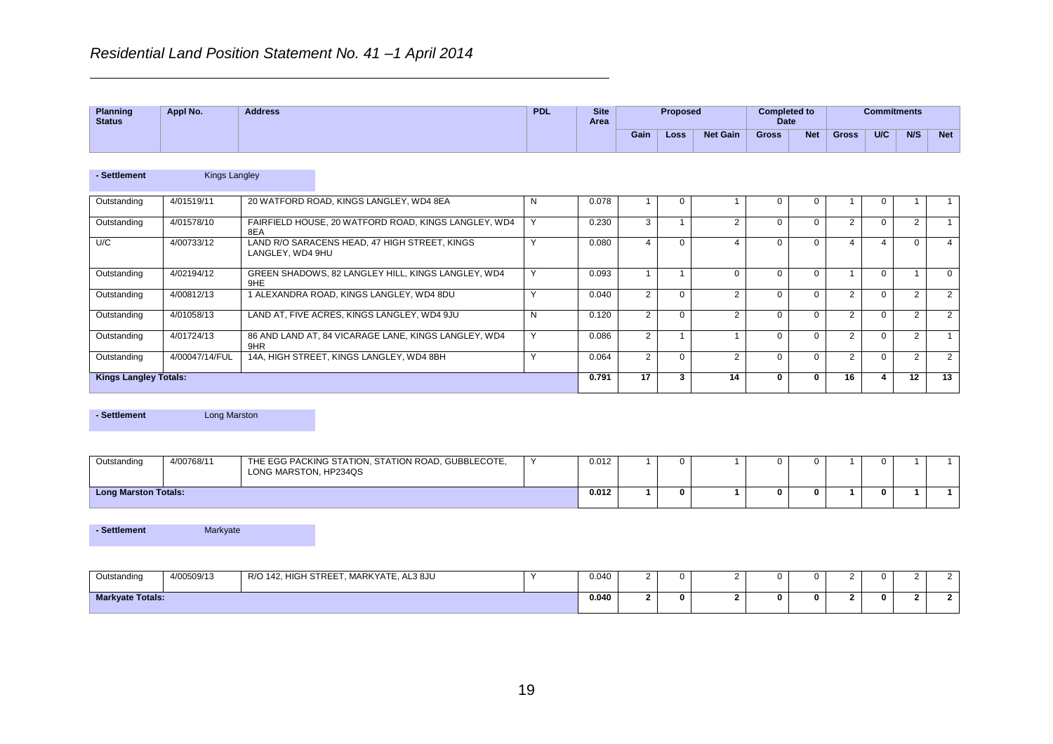# *Residential Land Position Statement No. 41 –1 April 2014*

| Planning Status | Appl No. | Address | PDL | Site Area | Proposed | | | Completed to Date | | Commitments | | | |
|---|---|---|---|---|---|---|---|---|---|---|---|---|---|
| | | | | | Gain | Loss | Net Gain | Gross | Net | Gross | U/C | N/S | Net |

**- Settlement** Kings Langley

| Planning Status | Appl No. | Address | PDL | Site Area | Gain | Loss | Net Gain | Gross | Net | Gross | U/C | N/S | Net |
|---|---|---|---|---|---|---|---|---|---|---|---|---|---|
| Outstanding | 4/01519/11 | 20 WATFORD ROAD, KINGS LANGLEY, WD4 8EA | N | 0.078 | 1 | 0 | 1 | 0 | 0 | 1 | 0 | 1 | 1 |
| Outstanding | 4/01578/10 | FAIRFIELD HOUSE, 20 WATFORD ROAD, KINGS LANGLEY, WD4 8EA | Y | 0.230 | 3 | 1 | 2 | 0 | 0 | 2 | 0 | 2 | 1 |
| U/C | 4/00733/12 | LAND R/O SARACENS HEAD, 47 HIGH STREET, KINGS LANGLEY, WD4 9HU | Y | 0.080 | 4 | 0 | 4 | 0 | 0 | 4 | 4 | 0 | 4 |
| Outstanding | 4/02194/12 | GREEN SHADOWS, 82 LANGLEY HILL, KINGS LANGLEY, WD4 9HE | Y | 0.093 | 1 | 1 | 0 | 0 | 0 | 1 | 0 | 1 | 0 |
| Outstanding | 4/00812/13 | 1 ALEXANDRA ROAD, KINGS LANGLEY, WD4 8DU | Y | 0.040 | 2 | 0 | 2 | 0 | 0 | 2 | 0 | 2 | 2 |
| Outstanding | 4/01058/13 | LAND AT, FIVE ACRES, KINGS LANGLEY, WD4 9JU | N | 0.120 | 2 | 0 | 2 | 0 | 0 | 2 | 0 | 2 | 2 |
| Outstanding | 4/01724/13 | 86 AND LAND AT, 84 VICARAGE LANE, KINGS LANGLEY, WD4 9HR | Y | 0.086 | 2 | 1 | 1 | 0 | 0 | 2 | 0 | 2 | 1 |
| Outstanding | 4/00047/14/FUL | 14A, HIGH STREET, KINGS LANGLEY, WD4 8BH | Y | 0.064 | 2 | 0 | 2 | 0 | 0 | 2 | 0 | 2 | 2 |
| **Kings Langley Totals:** | | | | **0.791** | **17** | **3** | **14** | **0** | **0** | **16** | **4** | **12** | **13** |

**- Settlement** Long Marston

| Planning Status | Appl No. | Address | PDL | Site Area | Gain | Loss | Net Gain | Gross | Net | Gross | U/C | N/S | Net |
|---|---|---|---|---|---|---|---|---|---|---|---|---|---|
| Outstanding | 4/00768/11 | THE EGG PACKING STATION, STATION ROAD, GUBBLECOTE, LONG MARSTON, HP234QS | Y | 0.012 | 1 | 0 | 1 | 0 | 0 | 1 | 0 | 1 | 1 |
| **Long Marston Totals:** | | | | **0.012** | **1** | **0** | **1** | **0** | **0** | **1** | **0** | **1** | **1** |

**- Settlement** Markyate

| Planning Status | Appl No. | Address | PDL | Site Area | Gain | Loss | Net Gain | Gross | Net | Gross | U/C | N/S | Net |
|---|---|---|---|---|---|---|---|---|---|---|---|---|---|
| Outstanding | 4/00509/13 | R/O 142, HIGH STREET, MARKYATE, AL3 8JU | Y | 0.040 | 2 | 0 | 2 | 0 | 0 | 2 | 0 | 2 | 2 |
| **Markyate Totals:** | | | | **0.040** | **2** | **0** | **2** | **0** | **0** | **2** | **0** | **2** | **2** |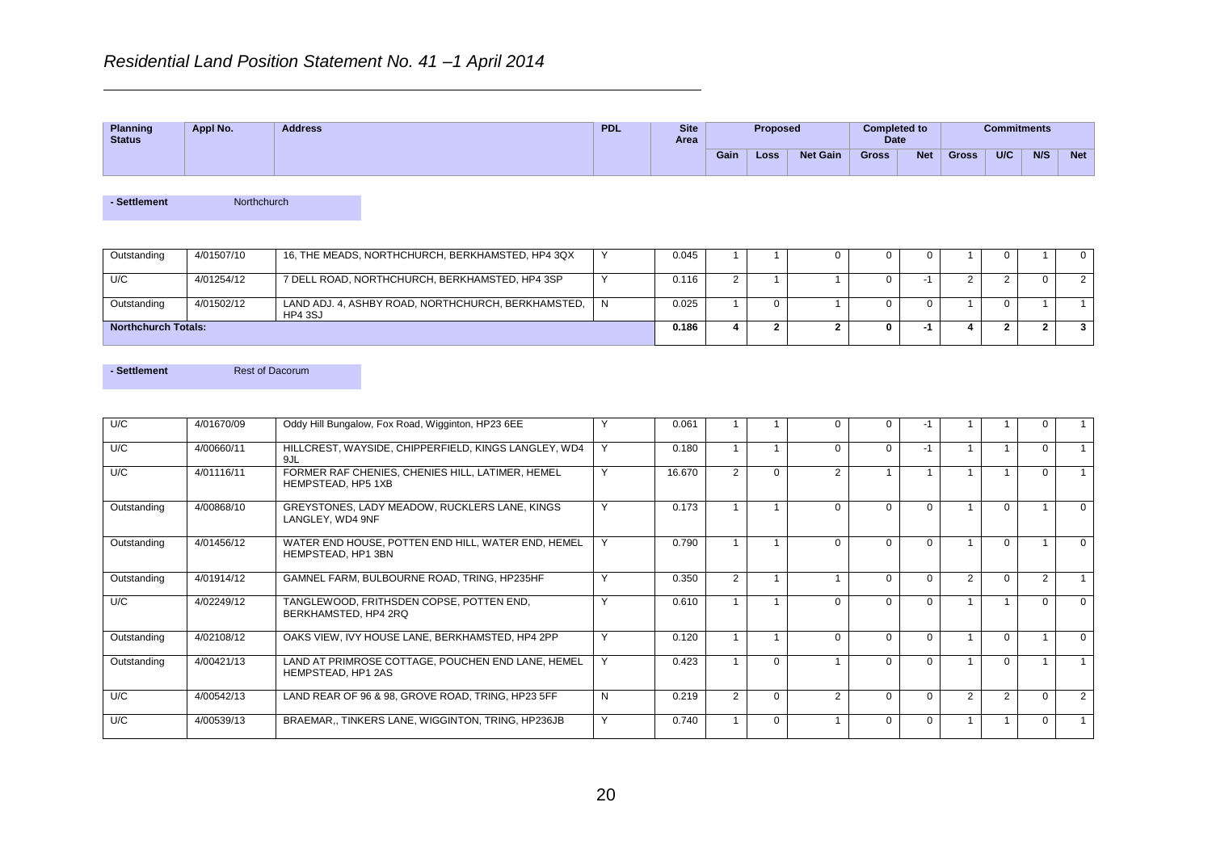# *Residential Land Position Statement No. 41 –1 April 2014*

| Planning Status | Appl No. | Address | PDL | Site Area | Proposed | | | Completed to Date | | Commitments | | | |
|---|---|---|---|---|---|---|---|---|---|---|---|---|---|
| | | | | | Gain | Loss | Net Gain | Gross | Net | Gross | U/C | N/S | Net |
| **- Settlement** | Northchurch | | | | | | | | | | | | |
| Outstanding | 4/01507/10 | 16, THE MEADS, NORTHCHURCH, BERKHAMSTED, HP4 3QX | Y | 0.045 | 1 | 1 | 0 | 0 | 0 | 1 | 0 | 1 | 0 |
| U/C | 4/01254/12 | 7 DELL ROAD, NORTHCHURCH, BERKHAMSTED, HP4 3SP | Y | 0.116 | 2 | 1 | 1 | 0 | -1 | 2 | 2 | 0 | 2 |
| Outstanding | 4/01502/12 | LAND ADJ. 4, ASHBY ROAD, NORTHCHURCH, BERKHAMSTED, HP4 3SJ | N | 0.025 | 1 | 0 | 1 | 0 | 0 | 1 | 0 | 1 | 1 |
| **Northchurch Totals:** | | | | **0.186** | **4** | **2** | **2** | **0** | **-1** | **4** | **2** | **2** | **3** |
| **- Settlement** | Rest of Dacorum | | | | | | | | | | | | |
| U/C | 4/01670/09 | Oddy Hill Bungalow, Fox Road, Wigginton, HP23 6EE | Y | 0.061 | 1 | 1 | 0 | 0 | -1 | 1 | 1 | 0 | 1 |
| U/C | 4/00660/11 | HILLCREST, WAYSIDE, CHIPPERFIELD, KINGS LANGLEY, WD4 9JL | Y | 0.180 | 1 | 1 | 0 | 0 | -1 | 1 | 1 | 0 | 1 |
| U/C | 4/01116/11 | FORMER RAF CHENIES, CHENIES HILL, LATIMER, HEMEL HEMPSTEAD, HP5 1XB | Y | 16.670 | 2 | 0 | 2 | 1 | 1 | 1 | 1 | 0 | 1 |
| Outstanding | 4/00868/10 | GREYSTONES, LADY MEADOW, RUCKLERS LANE, KINGS LANGLEY, WD4 9NF | Y | 0.173 | 1 | 1 | 0 | 0 | 0 | 1 | 0 | 1 | 0 |
| Outstanding | 4/01456/12 | WATER END HOUSE, POTTEN END HILL, WATER END, HEMEL HEMPSTEAD, HP1 3BN | Y | 0.790 | 1 | 1 | 0 | 0 | 0 | 1 | 0 | 1 | 0 |
| Outstanding | 4/01914/12 | GAMNEL FARM, BULBOURNE ROAD, TRING, HP235HF | Y | 0.350 | 2 | 1 | 1 | 0 | 0 | 2 | 0 | 2 | 1 |
| U/C | 4/02249/12 | TANGLEWOOD, FRITHSDEN COPSE, POTTEN END, BERKHAMSTED, HP4 2RQ | Y | 0.610 | 1 | 1 | 0 | 0 | 0 | 1 | 1 | 0 | 0 |
| Outstanding | 4/02108/12 | OAKS VIEW, IVY HOUSE LANE, BERKHAMSTED, HP4 2PP | Y | 0.120 | 1 | 1 | 0 | 0 | 0 | 1 | 0 | 1 | 0 |
| Outstanding | 4/00421/13 | LAND AT PRIMROSE COTTAGE, POUCHEN END LANE, HEMEL HEMPSTEAD, HP1 2AS | Y | 0.423 | 1 | 0 | 1 | 0 | 0 | 1 | 0 | 1 | 1 |
| U/C | 4/00542/13 | LAND REAR OF 96 & 98, GROVE ROAD, TRING, HP23 5FF | N | 0.219 | 2 | 0 | 2 | 0 | 0 | 2 | 2 | 0 | 2 |
| U/C | 4/00539/13 | BRAEMAR,, TINKERS LANE, WIGGINTON, TRING, HP236JB | Y | 0.740 | 1 | 0 | 1 | 0 | 0 | 1 | 1 | 0 | 1 |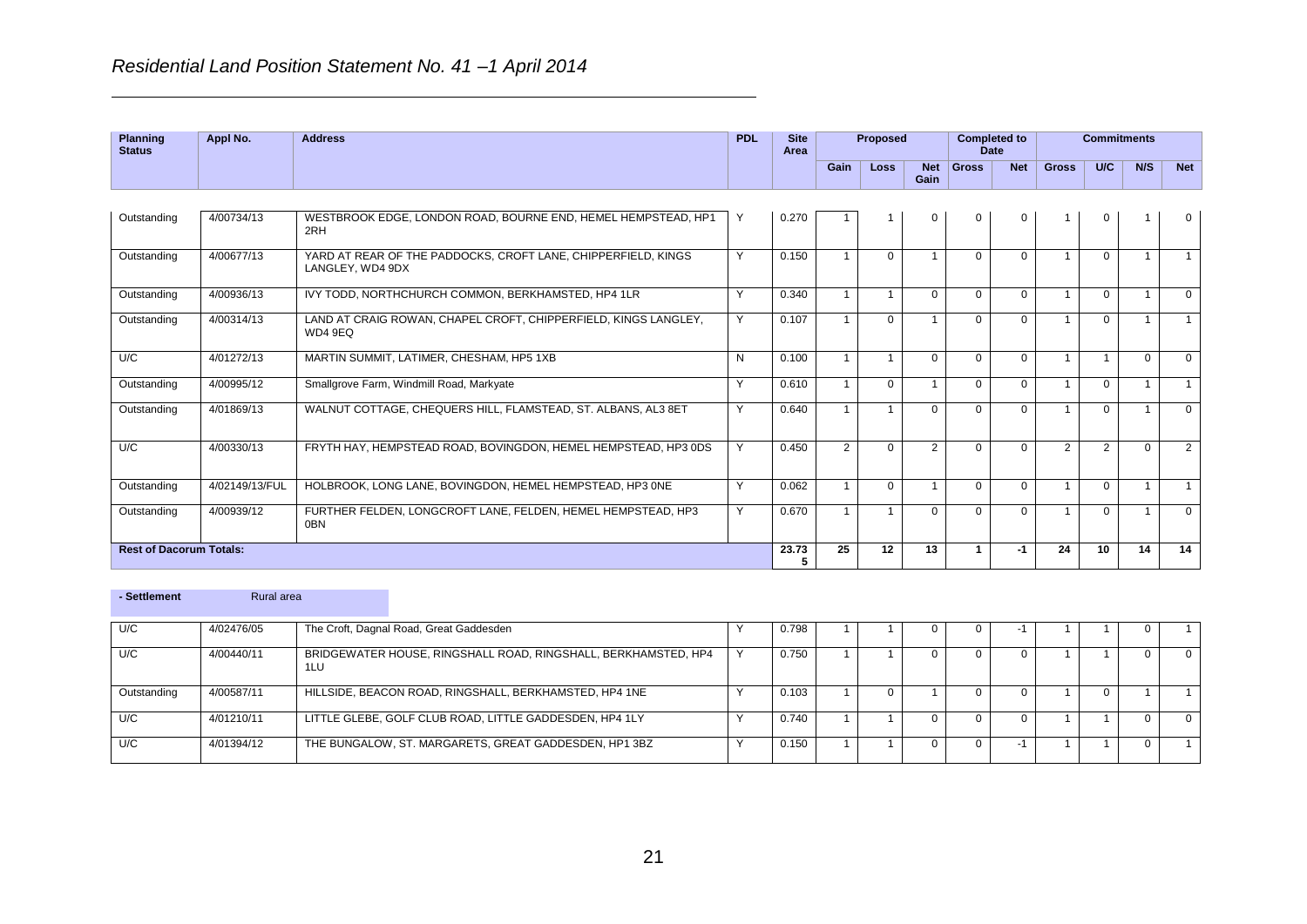*Residential Land Position Statement No. 41 –1 April 2014*

| Planning Status | Appl No. | Address | PDL | Site Area | Proposed | | | Completed to Date | | Commitments | | | |
|---|---|---|---|---|---|---|---|---|---|---|---|---|---|
| | | | | | Gain | Loss | Net Gain | Gross | Net | Gross | U/C | N/S | Net |
| Outstanding | 4/00734/13 | WESTBROOK EDGE, LONDON ROAD, BOURNE END, HEMEL HEMPSTEAD, HP1 2RH | Y | 0.270 | 1 | 1 | 0 | 0 | 0 | 1 | 0 | 1 | 0 |
| Outstanding | 4/00677/13 | YARD AT REAR OF THE PADDOCKS, CROFT LANE, CHIPPERFIELD, KINGS LANGLEY, WD4 9DX | Y | 0.150 | 1 | 0 | 1 | 0 | 0 | 1 | 0 | 1 | 1 |
| Outstanding | 4/00936/13 | IVY TODD, NORTHCHURCH COMMON, BERKHAMSTED, HP4 1LR | Y | 0.340 | 1 | 1 | 0 | 0 | 0 | 1 | 0 | 1 | 0 |
| Outstanding | 4/00314/13 | LAND AT CRAIG ROWAN, CHAPEL CROFT, CHIPPERFIELD, KINGS LANGLEY, WD4 9EQ | Y | 0.107 | 1 | 0 | 1 | 0 | 0 | 1 | 0 | 1 | 1 |
| U/C | 4/01272/13 | MARTIN SUMMIT, LATIMER, CHESHAM, HP5 1XB | N | 0.100 | 1 | 1 | 0 | 0 | 0 | 1 | 1 | 0 | 0 |
| Outstanding | 4/00995/12 | Smallgrove Farm, Windmill Road, Markyate | Y | 0.610 | 1 | 0 | 1 | 0 | 0 | 1 | 0 | 1 | 1 |
| Outstanding | 4/01869/13 | WALNUT COTTAGE, CHEQUERS HILL, FLAMSTEAD, ST. ALBANS, AL3 8ET | Y | 0.640 | 1 | 1 | 0 | 0 | 0 | 1 | 0 | 1 | 0 |
| U/C | 4/00330/13 | FRYTH HAY, HEMPSTEAD ROAD, BOVINGDON, HEMEL HEMPSTEAD, HP3 0DS | Y | 0.450 | 2 | 0 | 2 | 0 | 0 | 2 | 2 | 0 | 2 |
| Outstanding | 4/02149/13/FUL | HOLBROOK, LONG LANE, BOVINGDON, HEMEL HEMPSTEAD, HP3 0NE | Y | 0.062 | 1 | 0 | 1 | 0 | 0 | 1 | 0 | 1 | 1 |
| Outstanding | 4/00939/12 | FURTHER FELDEN, LONGCROFT LANE, FELDEN, HEMEL HEMPSTEAD, HP3 0BN | Y | 0.670 | 1 | 1 | 0 | 0 | 0 | 1 | 0 | 1 | 0 |
| **Rest of Dacorum Totals:** | | | | **23.735** | **25** | **12** | **13** | **1** | **-1** | **24** | **10** | **14** | **14** |

**- Settlement** Rural area

| Planning Status | Appl No. | Address | PDL | Site Area | Gain | Loss | Net Gain | Gross | Net | Gross | U/C | N/S | Net |
|---|---|---|---|---|---|---|---|---|---|---|---|---|---|
| U/C | 4/02476/05 | The Croft, Dagnal Road, Great Gaddesden | Y | 0.798 | 1 | 1 | 0 | 0 | -1 | 1 | 1 | 0 | 1 |
| U/C | 4/00440/11 | BRIDGEWATER HOUSE, RINGSHALL ROAD, RINGSHALL, BERKHAMSTED, HP4 1LU | Y | 0.750 | 1 | 1 | 0 | 0 | 0 | 1 | 1 | 0 | 0 |
| Outstanding | 4/00587/11 | HILLSIDE, BEACON ROAD, RINGSHALL, BERKHAMSTED, HP4 1NE | Y | 0.103 | 1 | 0 | 1 | 0 | 0 | 1 | 0 | 1 | 1 |
| U/C | 4/01210/11 | LITTLE GLEBE, GOLF CLUB ROAD, LITTLE GADDESDEN, HP4 1LY | Y | 0.740 | 1 | 1 | 0 | 0 | 0 | 1 | 1 | 0 | 0 |
| U/C | 4/01394/12 | THE BUNGALOW, ST. MARGARETS, GREAT GADDESDEN, HP1 3BZ | Y | 0.150 | 1 | 1 | 0 | 0 | -1 | 1 | 1 | 0 | 1 |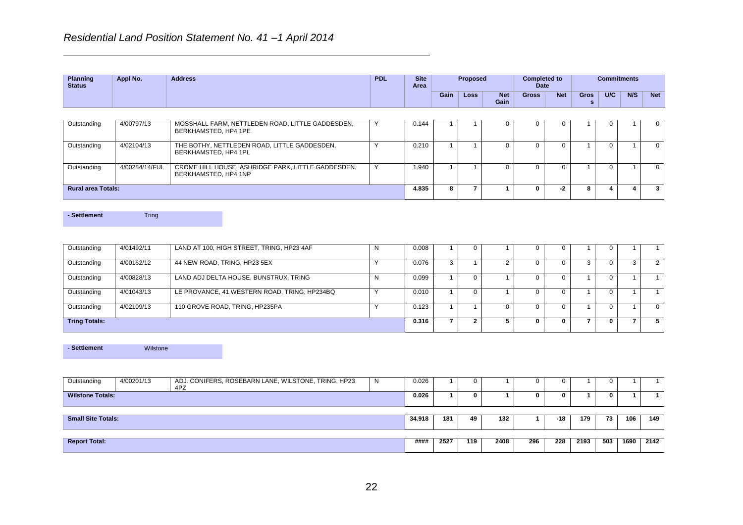*Residential Land Position Statement No. 41 –1 April 2014*

| Planning Status | Appl No. | Address | PDL | Site Area | Proposed | | | Completed to Date | | Commitments | | | |
|---|---|---|---|---|---|---|---|---|---|---|---|---|---|
| | | | | | Gain | Loss | Net Gain | Gross | Net | Gross | U/C | N/S | Net |
| Outstanding | 4/00797/13 | MOSSHALL FARM, NETTLEDEN ROAD, LITTLE GADDESDEN, BERKHAMSTED, HP4 1PE | Y | 0.144 | 1 | 1 | 0 | 0 | 0 | 1 | 0 | 1 | 0 |
| Outstanding | 4/02104/13 | THE BOTHY, NETTLEDEN ROAD, LITTLE GADDESDEN, BERKHAMSTED, HP4 1PL | Y | 0.210 | 1 | 1 | 0 | 0 | 0 | 1 | 0 | 1 | 0 |
| Outstanding | 4/00284/14/FUL | CROME HILL HOUSE, ASHRIDGE PARK, LITTLE GADDESDEN, BERKHAMSTED, HP4 1NP | Y | 1.940 | 1 | 1 | 0 | 0 | 0 | 1 | 0 | 1 | 0 |
| **Rural area Totals:** | | | | **4.835** | **8** | **7** | **1** | **0** | **-2** | **8** | **4** | **4** | **3** |

**- Settlement** Tring

| Planning Status | Appl No. | Address | PDL | Site Area | Gain | Loss | Net Gain | Gross | Net | Gross | U/C | N/S | Net |
|---|---|---|---|---|---|---|---|---|---|---|---|---|---|
| Outstanding | 4/01492/11 | LAND AT 100, HIGH STREET, TRING, HP23 4AF | N | 0.008 | 1 | 0 | 1 | 0 | 0 | 1 | 0 | 1 | 1 |
| Outstanding | 4/00162/12 | 44 NEW ROAD, TRING, HP23 5EX | Y | 0.076 | 3 | 1 | 2 | 0 | 0 | 3 | 0 | 3 | 2 |
| Outstanding | 4/00828/13 | LAND ADJ DELTA HOUSE, BUNSTRUX, TRING | N | 0.099 | 1 | 0 | 1 | 0 | 0 | 1 | 0 | 1 | 1 |
| Outstanding | 4/01043/13 | LE PROVANCE, 41 WESTERN ROAD, TRING, HP234BQ | Y | 0.010 | 1 | 0 | 1 | 0 | 0 | 1 | 0 | 1 | 1 |
| Outstanding | 4/02109/13 | 110 GROVE ROAD, TRING, HP235PA | Y | 0.123 | 1 | 1 | 0 | 0 | 0 | 1 | 0 | 1 | 0 |
| **Tring Totals:** | | | | **0.316** | **7** | **2** | **5** | **0** | **0** | **7** | **0** | **7** | **5** |

**- Settlement** Wilstone

| Planning Status | Appl No. | Address | PDL | Site Area | Gain | Loss | Net Gain | Gross | Net | Gross | U/C | N/S | Net |
|---|---|---|---|---|---|---|---|---|---|---|---|---|---|
| Outstanding | 4/00201/13 | ADJ. CONIFERS, ROSEBARN LANE, WILSTONE, TRING, HP23 4PZ | N | 0.026 | 1 | 0 | 1 | 0 | 0 | 1 | 0 | 1 | 1 |
| **Wilstone Totals:** | | | | **0.026** | **1** | **0** | **1** | **0** | **0** | **1** | **0** | **1** | **1** |
| **Small Site Totals:** | | | | **34.918** | **181** | **49** | **132** | **1** | **-18** | **179** | **73** | **106** | **149** |
| **Report Total:** | | | | **####** | **2527** | **119** | **2408** | **296** | **228** | **2193** | **503** | **1690** | **2142** |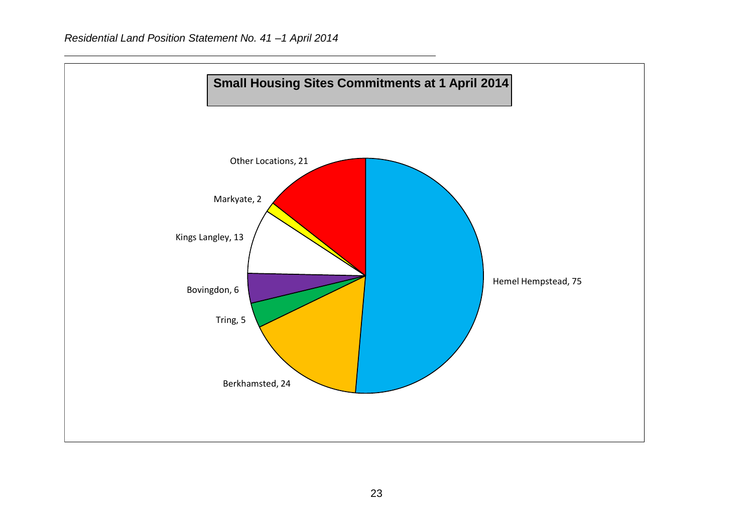## Small Housing Sites Commitments at 1 April 2014

| Location | Commitments |
| --- | --- |
| Hemel Hempstead | 75 |
| Berkhamsted | 24 |
| Tring | 5 |
| Bovingdon | 6 |
| Kings Langley | 13 |
| Markyate | 2 |
| Other Locations | 21 |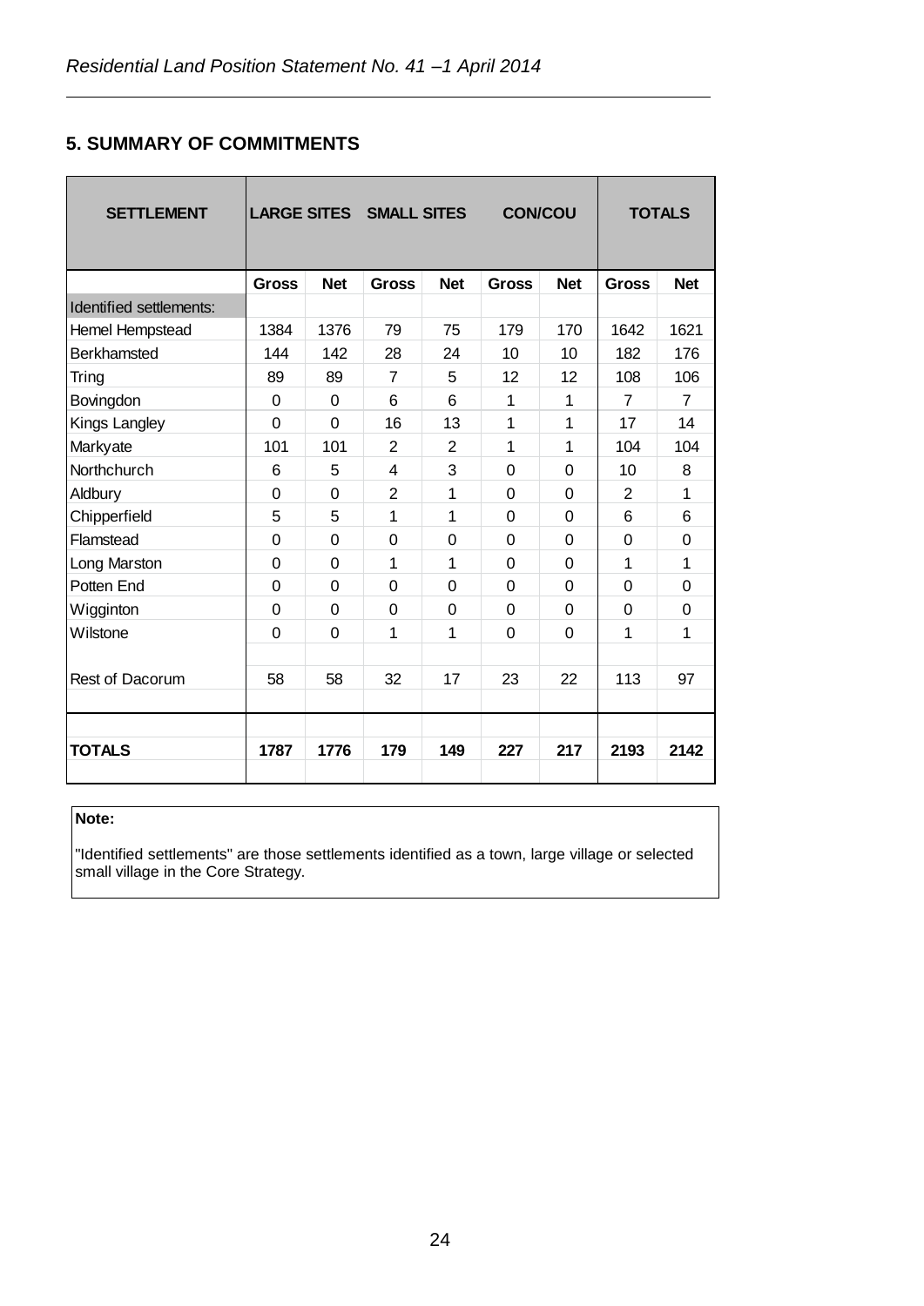## 5. SUMMARY OF COMMITMENTS

| SETTLEMENT | LARGE SITES | | SMALL SITES | | CON/COU | | TOTALS | |
|---|---|---|---|---|---|---|---|---|
| | **Gross** | **Net** | **Gross** | **Net** | **Gross** | **Net** | **Gross** | **Net** |
| Identified settlements: | | | | | | | | |
| Hemel Hempstead | 1384 | 1376 | 79 | 75 | 179 | 170 | 1642 | 1621 |
| Berkhamsted | 144 | 142 | 28 | 24 | 10 | 10 | 182 | 176 |
| Tring | 89 | 89 | 7 | 5 | 12 | 12 | 108 | 106 |
| Bovingdon | 0 | 0 | 6 | 6 | 1 | 1 | 7 | 7 |
| Kings Langley | 0 | 0 | 16 | 13 | 1 | 1 | 17 | 14 |
| Markyate | 101 | 101 | 2 | 2 | 1 | 1 | 104 | 104 |
| Northchurch | 6 | 5 | 4 | 3 | 0 | 0 | 10 | 8 |
| Aldbury | 0 | 0 | 2 | 1 | 0 | 0 | 2 | 1 |
| Chipperfield | 5 | 5 | 1 | 1 | 0 | 0 | 6 | 6 |
| Flamstead | 0 | 0 | 0 | 0 | 0 | 0 | 0 | 0 |
| Long Marston | 0 | 0 | 1 | 1 | 0 | 0 | 1 | 1 |
| Potten End | 0 | 0 | 0 | 0 | 0 | 0 | 0 | 0 |
| Wigginton | 0 | 0 | 0 | 0 | 0 | 0 | 0 | 0 |
| Wilstone | 0 | 0 | 1 | 1 | 0 | 0 | 1 | 1 |
| Rest of Dacorum | 58 | 58 | 32 | 17 | 23 | 22 | 113 | 97 |
| **TOTALS** | **1787** | **1776** | **179** | **149** | **227** | **217** | **2193** | **2142** |

**Note:**

"Identified settlements" are those settlements identified as a town, large village or selected small village in the Core Strategy.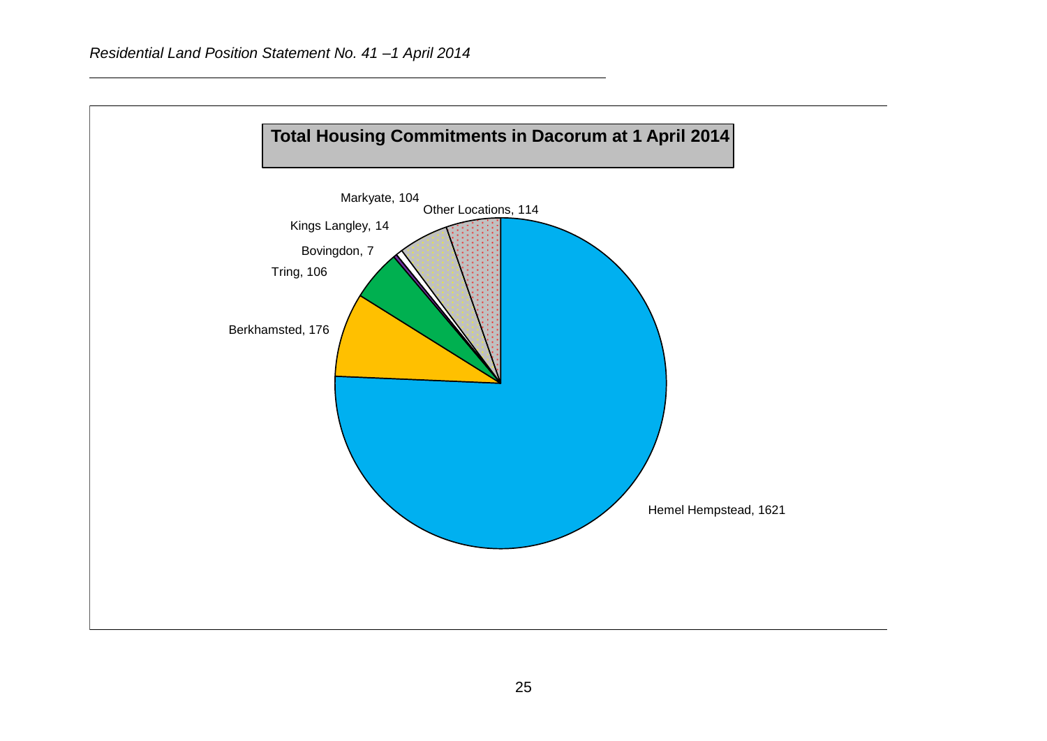**Total Housing Commitments in Dacorum at 1 April 2014**

Markyate, 104
Other Locations, 114
Kings Langley, 14
Bovingdon, 7
Tring, 106
Berkhamsted, 176
Hemel Hempstead, 1621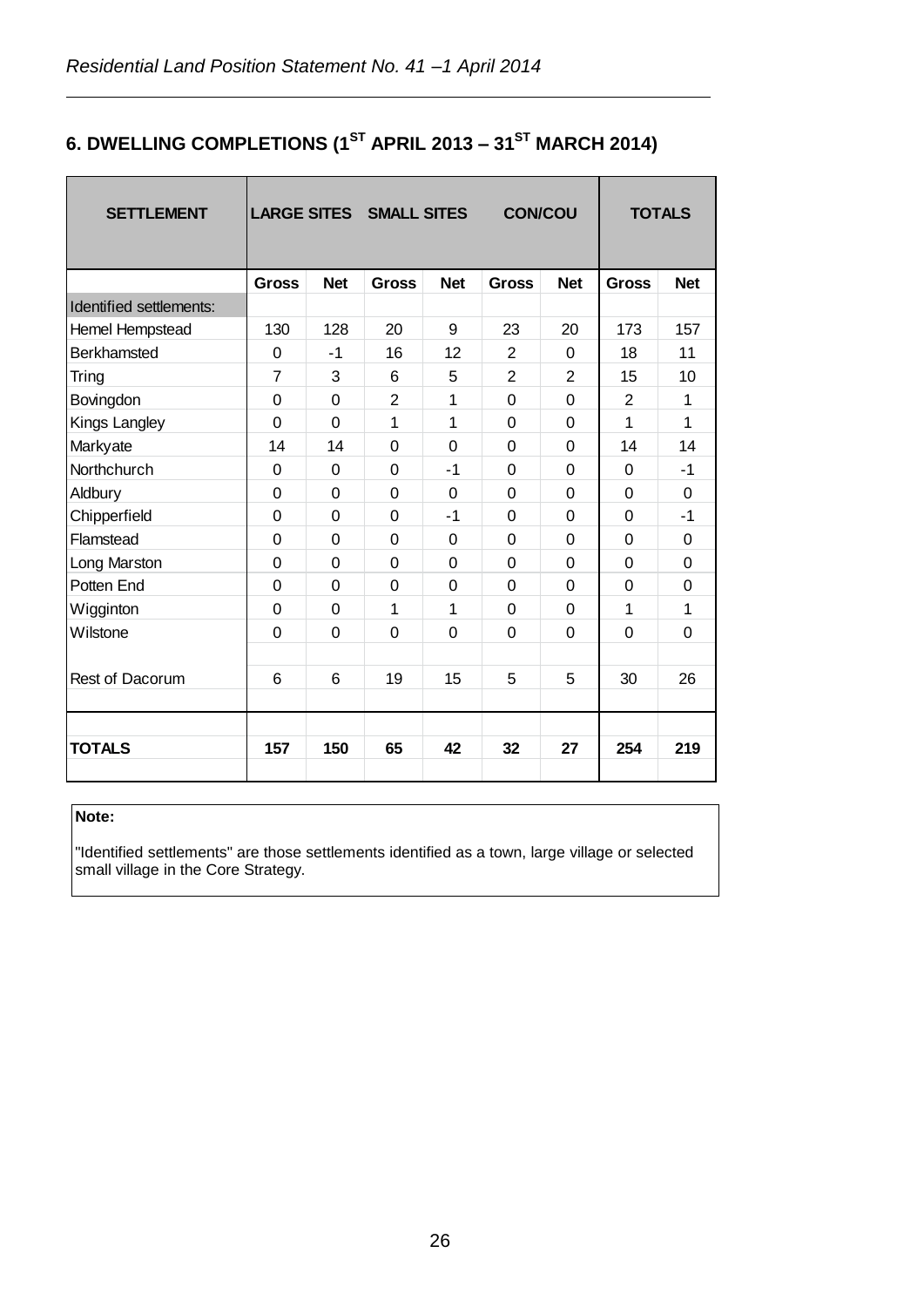## 6. DWELLING COMPLETIONS (1ST APRIL 2013 – 31ST MARCH 2014)

| SETTLEMENT | LARGE SITES | | SMALL SITES | | CON/COU | | TOTALS | |
|---|---|---|---|---|---|---|---|---|
| | Gross | Net | Gross | Net | Gross | Net | Gross | Net |
| Identified settlements: | | | | | | | | |
| Hemel Hempstead | 130 | 128 | 20 | 9 | 23 | 20 | 173 | 157 |
| Berkhamsted | 0 | -1 | 16 | 12 | 2 | 0 | 18 | 11 |
| Tring | 7 | 3 | 6 | 5 | 2 | 2 | 15 | 10 |
| Bovingdon | 0 | 0 | 2 | 1 | 0 | 0 | 2 | 1 |
| Kings Langley | 0 | 0 | 1 | 1 | 0 | 0 | 1 | 1 |
| Markyate | 14 | 14 | 0 | 0 | 0 | 0 | 14 | 14 |
| Northchurch | 0 | 0 | 0 | -1 | 0 | 0 | 0 | -1 |
| Aldbury | 0 | 0 | 0 | 0 | 0 | 0 | 0 | 0 |
| Chipperfield | 0 | 0 | 0 | -1 | 0 | 0 | 0 | -1 |
| Flamstead | 0 | 0 | 0 | 0 | 0 | 0 | 0 | 0 |
| Long Marston | 0 | 0 | 0 | 0 | 0 | 0 | 0 | 0 |
| Potten End | 0 | 0 | 0 | 0 | 0 | 0 | 0 | 0 |
| Wigginton | 0 | 0 | 1 | 1 | 0 | 0 | 1 | 1 |
| Wilstone | 0 | 0 | 0 | 0 | 0 | 0 | 0 | 0 |
| Rest of Dacorum | 6 | 6 | 19 | 15 | 5 | 5 | 30 | 26 |
| **TOTALS** | **157** | **150** | **65** | **42** | **32** | **27** | **254** | **219** |

**Note:**

"Identified settlements" are those settlements identified as a town, large village or selected small village in the Core Strategy.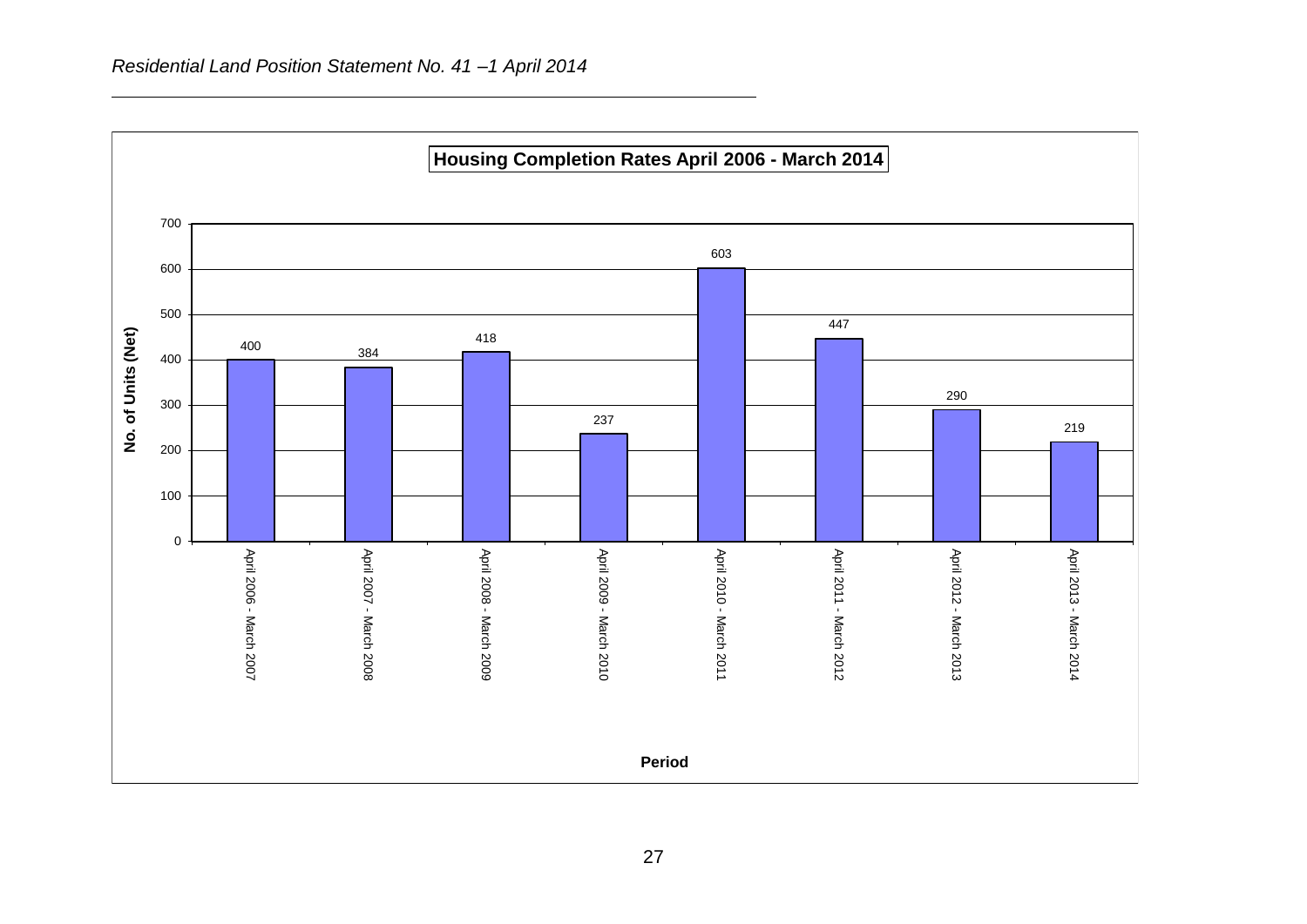**Housing Completion Rates April 2006 - March 2014**

| Period | No. of Units (Net) |
|---|---|
| April 2006 - March 2007 | 400 |
| April 2007 - March 2008 | 384 |
| April 2008 - March 2009 | 418 |
| April 2009 - March 2010 | 237 |
| April 2010 - March 2011 | 603 |
| April 2011 - March 2012 | 447 |
| April 2012 - March 2013 | 290 |
| April 2013 - March 2014 | 219 |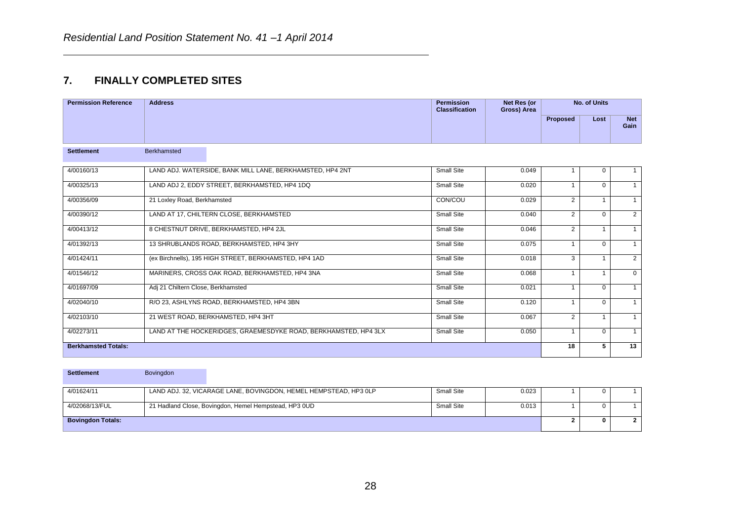## 7. FINALLY COMPLETED SITES

| Permission Reference | Address | Permission Classification | Net Res (or Gross) Area | No. of Units | | |
|---|---|---|---|---|---|---|
| | | | | Proposed | Lost | Net Gain |
| **Settlement** | Berkhamsted | | | | | |
| 4/00160/13 | LAND ADJ. WATERSIDE, BANK MILL LANE, BERKHAMSTED, HP4 2NT | Small Site | 0.049 | 1 | 0 | 1 |
| 4/00325/13 | LAND ADJ 2, EDDY STREET, BERKHAMSTED, HP4 1DQ | Small Site | 0.020 | 1 | 0 | 1 |
| 4/00356/09 | 21 Loxley Road, Berkhamsted | CON/COU | 0.029 | 2 | 1 | 1 |
| 4/00390/12 | LAND AT 17, CHILTERN CLOSE, BERKHAMSTED | Small Site | 0.040 | 2 | 0 | 2 |
| 4/00413/12 | 8 CHESTNUT DRIVE, BERKHAMSTED, HP4 2JL | Small Site | 0.046 | 2 | 1 | 1 |
| 4/01392/13 | 13 SHRUBLANDS ROAD, BERKHAMSTED, HP4 3HY | Small Site | 0.075 | 1 | 0 | 1 |
| 4/01424/11 | (ex Birchnells), 195 HIGH STREET, BERKHAMSTED, HP4 1AD | Small Site | 0.018 | 3 | 1 | 2 |
| 4/01546/12 | MARINERS, CROSS OAK ROAD, BERKHAMSTED, HP4 3NA | Small Site | 0.068 | 1 | 1 | 0 |
| 4/01697/09 | Adj 21 Chiltern Close, Berkhamsted | Small Site | 0.021 | 1 | 0 | 1 |
| 4/02040/10 | R/O 23, ASHLYNS ROAD, BERKHAMSTED, HP4 3BN | Small Site | 0.120 | 1 | 0 | 1 |
| 4/02103/10 | 21 WEST ROAD, BERKHAMSTED, HP4 3HT | Small Site | 0.067 | 2 | 1 | 1 |
| 4/02273/11 | LAND AT THE HOCKERIDGES, GRAEMESDYKE ROAD, BERKHAMSTED, HP4 3LX | Small Site | 0.050 | 1 | 0 | 1 |
| **Berkhamsted Totals:** | | | | **18** | **5** | **13** |

| Permission Reference | Address | Permission Classification | Net Res (or Gross) Area | Proposed | Lost | Net Gain |
|---|---|---|---|---|---|---|
| **Settlement** | Bovingdon | | | | | |
| 4/01624/11 | LAND ADJ. 32, VICARAGE LANE, BOVINGDON, HEMEL HEMPSTEAD, HP3 0LP | Small Site | 0.023 | 1 | 0 | 1 |
| 4/02068/13/FUL | 21 Hadland Close, Bovingdon, Hemel Hempstead, HP3 0UD | Small Site | 0.013 | 1 | 0 | 1 |
| **Bovingdon Totals:** | | | | **2** | **0** | **2** |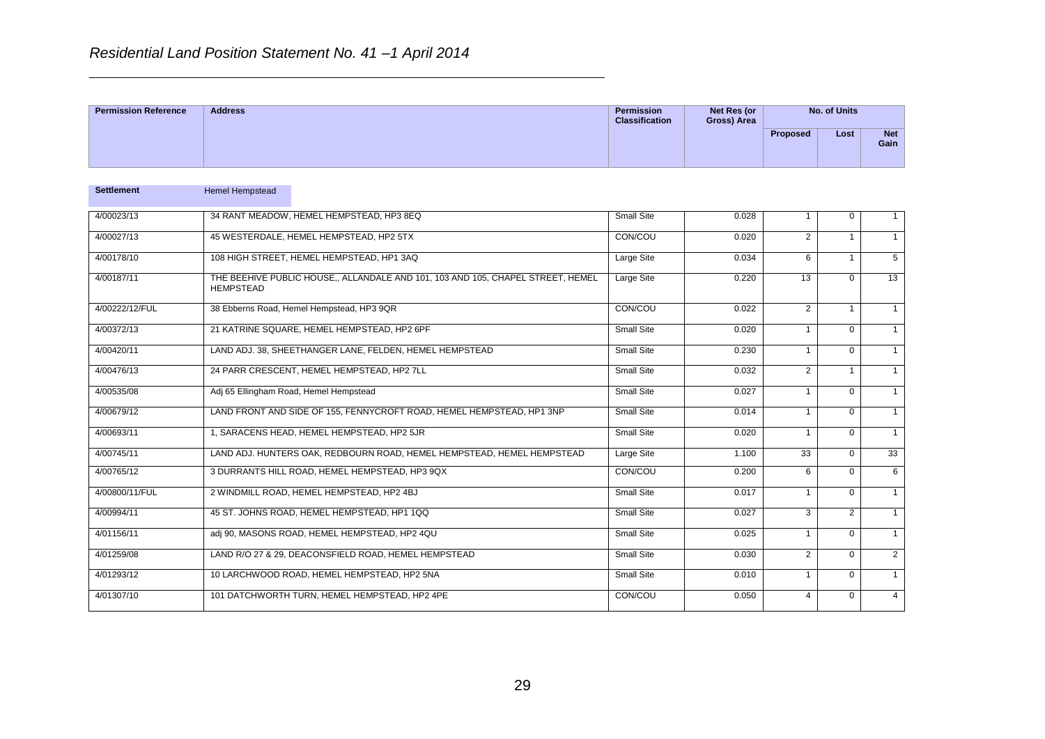*Residential Land Position Statement No. 41 –1 April 2014*

| Permission Reference | Address | Permission Classification | Net Res (or Gross) Area | No. of Units | | |
|---|---|---|---|---|---|---|
| | | | | Proposed | Lost | Net Gain |

**Settlement** Hemel Hempstead

| Permission Reference | Address | Permission Classification | Net Res (or Gross) Area | Proposed | Lost | Net Gain |
|---|---|---|---|---|---|---|
| 4/00023/13 | 34 RANT MEADOW, HEMEL HEMPSTEAD, HP3 8EQ | Small Site | 0.028 | 1 | 0 | 1 |
| 4/00027/13 | 45 WESTERDALE, HEMEL HEMPSTEAD, HP2 5TX | CON/COU | 0.020 | 2 | 1 | 1 |
| 4/00178/10 | 108 HIGH STREET, HEMEL HEMPSTEAD, HP1 3AQ | Large Site | 0.034 | 6 | 1 | 5 |
| 4/00187/11 | THE BEEHIVE PUBLIC HOUSE,, ALLANDALE AND 101, 103 AND 105, CHAPEL STREET, HEMEL HEMPSTEAD | Large Site | 0.220 | 13 | 0 | 13 |
| 4/00222/12/FUL | 38 Ebberns Road, Hemel Hempstead, HP3 9QR | CON/COU | 0.022 | 2 | 1 | 1 |
| 4/00372/13 | 21 KATRINE SQUARE, HEMEL HEMPSTEAD, HP2 6PF | Small Site | 0.020 | 1 | 0 | 1 |
| 4/00420/11 | LAND ADJ. 38, SHEETHANGER LANE, FELDEN, HEMEL HEMPSTEAD | Small Site | 0.230 | 1 | 0 | 1 |
| 4/00476/13 | 24 PARR CRESCENT, HEMEL HEMPSTEAD, HP2 7LL | Small Site | 0.032 | 2 | 1 | 1 |
| 4/00535/08 | Adj 65 Ellingham Road, Hemel Hempstead | Small Site | 0.027 | 1 | 0 | 1 |
| 4/00679/12 | LAND FRONT AND SIDE OF 155, FENNYCROFT ROAD, HEMEL HEMPSTEAD, HP1 3NP | Small Site | 0.014 | 1 | 0 | 1 |
| 4/00693/11 | 1, SARACENS HEAD, HEMEL HEMPSTEAD, HP2 5JR | Small Site | 0.020 | 1 | 0 | 1 |
| 4/00745/11 | LAND ADJ. HUNTERS OAK, REDBOURN ROAD, HEMEL HEMPSTEAD, HEMEL HEMPSTEAD | Large Site | 1.100 | 33 | 0 | 33 |
| 4/00765/12 | 3 DURRANTS HILL ROAD, HEMEL HEMPSTEAD, HP3 9QX | CON/COU | 0.200 | 6 | 0 | 6 |
| 4/00800/11/FUL | 2 WINDMILL ROAD, HEMEL HEMPSTEAD, HP2 4BJ | Small Site | 0.017 | 1 | 0 | 1 |
| 4/00994/11 | 45 ST. JOHNS ROAD, HEMEL HEMPSTEAD, HP1 1QQ | Small Site | 0.027 | 3 | 2 | 1 |
| 4/01156/11 | adj 90, MASONS ROAD, HEMEL HEMPSTEAD, HP2 4QU | Small Site | 0.025 | 1 | 0 | 1 |
| 4/01259/08 | LAND R/O 27 & 29, DEACONSFIELD ROAD, HEMEL HEMPSTEAD | Small Site | 0.030 | 2 | 0 | 2 |
| 4/01293/12 | 10 LARCHWOOD ROAD, HEMEL HEMPSTEAD, HP2 5NA | Small Site | 0.010 | 1 | 0 | 1 |
| 4/01307/10 | 101 DATCHWORTH TURN, HEMEL HEMPSTEAD, HP2 4PE | CON/COU | 0.050 | 4 | 0 | 4 |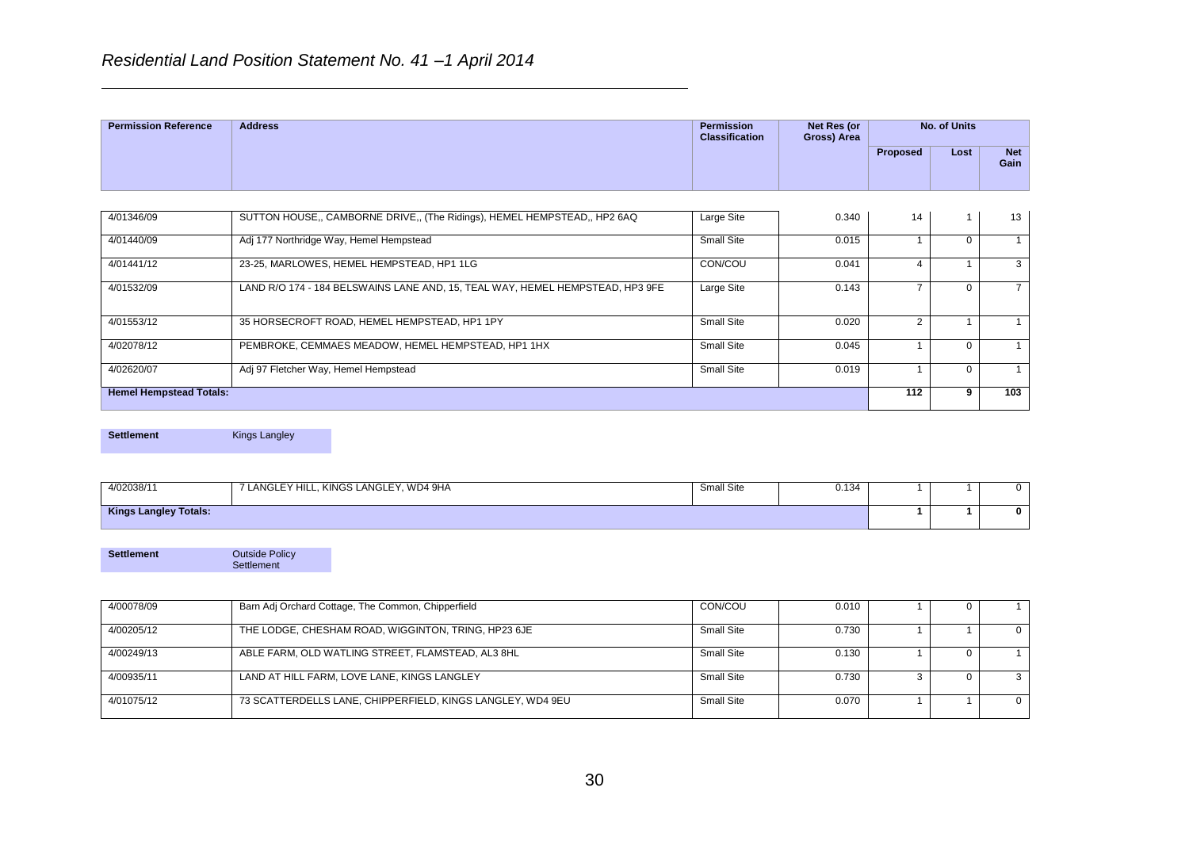*Residential Land Position Statement No. 41 –1 April 2014*

| Permission Reference | Address | Permission Classification | Net Res (or Gross) Area | No. of Units | | |
|---|---|---|---|---|---|---|
| | | | | Proposed | Lost | Net Gain |
| 4/01346/09 | SUTTON HOUSE,, CAMBORNE DRIVE,, (The Ridings), HEMEL HEMPSTEAD,, HP2 6AQ | Large Site | 0.340 | 14 | 1 | 13 |
| 4/01440/09 | Adj 177 Northridge Way, Hemel Hempstead | Small Site | 0.015 | 1 | 0 | 1 |
| 4/01441/12 | 23-25, MARLOWES, HEMEL HEMPSTEAD, HP1 1LG | CON/COU | 0.041 | 4 | 1 | 3 |
| 4/01532/09 | LAND R/O 174 - 184 BELSWAINS LANE AND, 15, TEAL WAY, HEMEL HEMPSTEAD, HP3 9FE | Large Site | 0.143 | 7 | 0 | 7 |
| 4/01553/12 | 35 HORSECROFT ROAD, HEMEL HEMPSTEAD, HP1 1PY | Small Site | 0.020 | 2 | 1 | 1 |
| 4/02078/12 | PEMBROKE, CEMMAES MEADOW, HEMEL HEMPSTEAD, HP1 1HX | Small Site | 0.045 | 1 | 0 | 1 |
| 4/02620/07 | Adj 97 Fletcher Way, Hemel Hempstead | Small Site | 0.019 | 1 | 0 | 1 |
| **Hemel Hempstead Totals:** | | | | **112** | **9** | **103** |

| **Settlement** | Kings Langley |
|---|---|

| Permission Reference | Address | Permission Classification | Net Res (or Gross) Area | Proposed | Lost | Net Gain |
|---|---|---|---|---|---|---|
| 4/02038/11 | 7 LANGLEY HILL, KINGS LANGLEY, WD4 9HA | Small Site | 0.134 | 1 | 1 | 0 |
| **Kings Langley Totals:** | | | | **1** | **1** | **0** |

| **Settlement** | Outside Policy Settlement |
|---|---|

| Permission Reference | Address | Permission Classification | Net Res (or Gross) Area | Proposed | Lost | Net Gain |
|---|---|---|---|---|---|---|
| 4/00078/09 | Barn Adj Orchard Cottage, The Common, Chipperfield | CON/COU | 0.010 | 1 | 0 | 1 |
| 4/00205/12 | THE LODGE, CHESHAM ROAD, WIGGINTON, TRING, HP23 6JE | Small Site | 0.730 | 1 | 1 | 0 |
| 4/00249/13 | ABLE FARM, OLD WATLING STREET, FLAMSTEAD, AL3 8HL | Small Site | 0.130 | 1 | 0 | 1 |
| 4/00935/11 | LAND AT HILL FARM, LOVE LANE, KINGS LANGLEY | Small Site | 0.730 | 3 | 0 | 3 |
| 4/01075/12 | 73 SCATTERDELLS LANE, CHIPPERFIELD, KINGS LANGLEY, WD4 9EU | Small Site | 0.070 | 1 | 1 | 0 |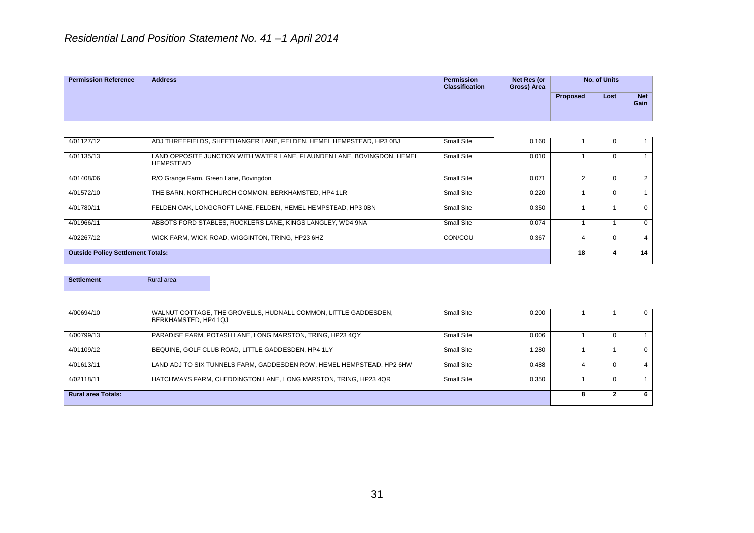*Residential Land Position Statement No. 41 –1 April 2014*

| Permission Reference | Address | Permission Classification | Net Res (or Gross) Area | No. of Units | | |
|---|---|---|---|---|---|---|
| | | | | Proposed | Lost | Net Gain |
| 4/01127/12 | ADJ THREEFIELDS, SHEETHANGER LANE, FELDEN, HEMEL HEMPSTEAD, HP3 0BJ | Small Site | 0.160 | 1 | 0 | 1 |
| 4/01135/13 | LAND OPPOSITE JUNCTION WITH WATER LANE, FLAUNDEN LANE, BOVINGDON, HEMEL HEMPSTEAD | Small Site | 0.010 | 1 | 0 | 1 |
| 4/01408/06 | R/O Grange Farm, Green Lane, Bovingdon | Small Site | 0.071 | 2 | 0 | 2 |
| 4/01572/10 | THE BARN, NORTHCHURCH COMMON, BERKHAMSTED, HP4 1LR | Small Site | 0.220 | 1 | 0 | 1 |
| 4/01780/11 | FELDEN OAK, LONGCROFT LANE, FELDEN, HEMEL HEMPSTEAD, HP3 0BN | Small Site | 0.350 | 1 | 1 | 0 |
| 4/01966/11 | ABBOTS FORD STABLES, RUCKLERS LANE, KINGS LANGLEY, WD4 9NA | Small Site | 0.074 | 1 | 1 | 0 |
| 4/02267/12 | WICK FARM, WICK ROAD, WIGGINTON, TRING, HP23 6HZ | CON/COU | 0.367 | 4 | 0 | 4 |
| **Outside Policy Settlement Totals:** | | | | **18** | **4** | **14** |

**Settlement** Rural area

| Permission Reference | Address | Permission Classification | Net Res (or Gross) Area | Proposed | Lost | Net Gain |
|---|---|---|---|---|---|---|
| 4/00694/10 | WALNUT COTTAGE, THE GROVELLS, HUDNALL COMMON, LITTLE GADDESDEN, BERKHAMSTED, HP4 1QJ | Small Site | 0.200 | 1 | 1 | 0 |
| 4/00799/13 | PARADISE FARM, POTASH LANE, LONG MARSTON, TRING, HP23 4QY | Small Site | 0.006 | 1 | 0 | 1 |
| 4/01109/12 | BEQUINE, GOLF CLUB ROAD, LITTLE GADDESDEN, HP4 1LY | Small Site | 1.280 | 1 | 1 | 0 |
| 4/01613/11 | LAND ADJ TO SIX TUNNELS FARM, GADDESDEN ROW, HEMEL HEMPSTEAD, HP2 6HW | Small Site | 0.488 | 4 | 0 | 4 |
| 4/02118/11 | HATCHWAYS FARM, CHEDDINGTON LANE, LONG MARSTON, TRING, HP23 4QR | Small Site | 0.350 | 1 | 0 | 1 |
| **Rural area Totals:** | | | | **8** | **2** | **6** |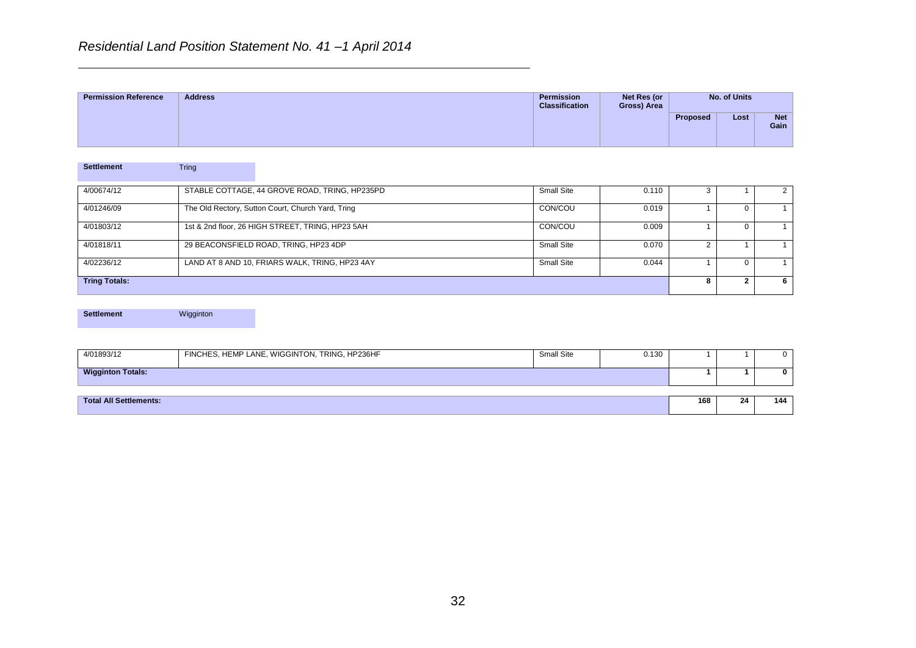*Residential Land Position Statement No. 41 –1 April 2014*

| Permission Reference | Address | Permission Classification | Net Res (or Gross) Area | No. of Units | | |
|---|---|---|---|---|---|---|
| | | | | Proposed | Lost | Net Gain |

**Settlement** Tring

| Permission Reference | Address | Permission Classification | Net Res (or Gross) Area | Proposed | Lost | Net Gain |
|---|---|---|---|---|---|---|
| 4/00674/12 | STABLE COTTAGE, 44 GROVE ROAD, TRING, HP235PD | Small Site | 0.110 | 3 | 1 | 2 |
| 4/01246/09 | The Old Rectory, Sutton Court, Church Yard, Tring | CON/COU | 0.019 | 1 | 0 | 1 |
| 4/01803/12 | 1st & 2nd floor, 26 HIGH STREET, TRING, HP23 5AH | CON/COU | 0.009 | 1 | 0 | 1 |
| 4/01818/11 | 29 BEACONSFIELD ROAD, TRING, HP23 4DP | Small Site | 0.070 | 2 | 1 | 1 |
| 4/02236/12 | LAND AT 8 AND 10, FRIARS WALK, TRING, HP23 4AY | Small Site | 0.044 | 1 | 0 | 1 |
| **Tring Totals:** | | | | **8** | **2** | **6** |

**Settlement** Wigginton

| Permission Reference | Address | Permission Classification | Net Res (or Gross) Area | Proposed | Lost | Net Gain |
|---|---|---|---|---|---|---|
| 4/01893/12 | FINCHES, HEMP LANE, WIGGINTON, TRING, HP236HF | Small Site | 0.130 | 1 | 1 | 0 |
| **Wigginton Totals:** | | | | **1** | **1** | **0** |

| | | | | Proposed | Lost | Net Gain |
|---|---|---|---|---|---|---|
| **Total All Settlements:** | | | | **168** | **24** | **144** |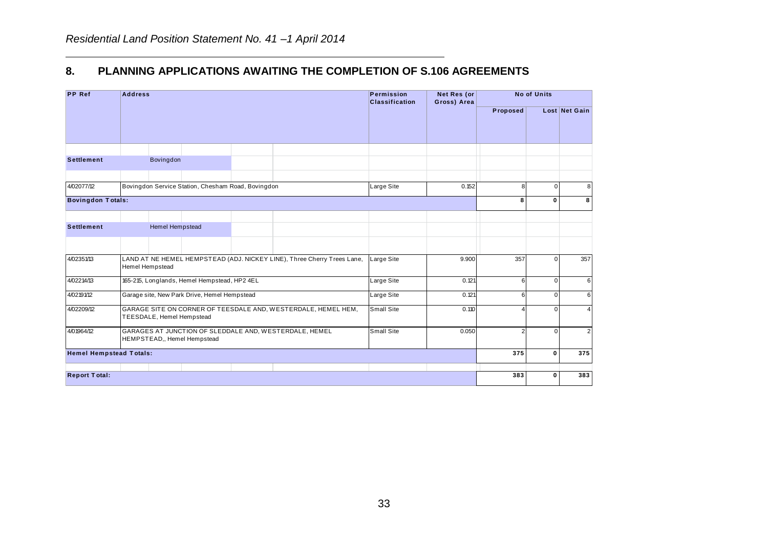## 8. PLANNING APPLICATIONS AWAITING THE COMPLETION OF S.106 AGREEMENTS

| PP Ref | Address | Permission Classification | Net Res (or Gross) Area | No of Units | | |
|---|---|---|---|---|---|---|
| | | | | Proposed | Lost | Net Gain |
| **Settlement** | Bovingdon | | | | | |
| 4/02077/12 | Bovingdon Service Station, Chesham Road, Bovingdon | Large Site | 0.152 | 8 | 0 | 8 |
| **Bovingdon Totals:** | | | | **8** | **0** | **8** |
| **Settlement** | Hemel Hempstead | | | | | |
| 4/02351/13 | LAND AT NE HEMEL HEMPSTEAD (ADJ. NICKEY LINE), Three Cherry Trees Lane, Hemel Hempstead | Large Site | 9.900 | 357 | 0 | 357 |
| 4/02214/13 | 165-215, Longlands, Hemel Hempstead, HP2 4EL | Large Site | 0.121 | 6 | 0 | 6 |
| 4/02191/12 | Garage site, New Park Drive, Hemel Hempstead | Large Site | 0.121 | 6 | 0 | 6 |
| 4/02209/12 | GARAGE SITE ON CORNER OF TEESDALE AND, WESTERDALE, HEMEL HEM, TEESDALE, Hemel Hempstead | Small Site | 0.110 | 4 | 0 | 4 |
| 4/01964/12 | GARAGES AT JUNCTION OF SLEDDALE AND, WESTERDALE, HEMEL HEMPSTEAD,, Hemel Hempstead | Small Site | 0.050 | 2 | 0 | 2 |
| **Hemel Hempstead Totals:** | | | | **375** | **0** | **375** |
| **Report Total:** | | | | **383** | **0** | **383** |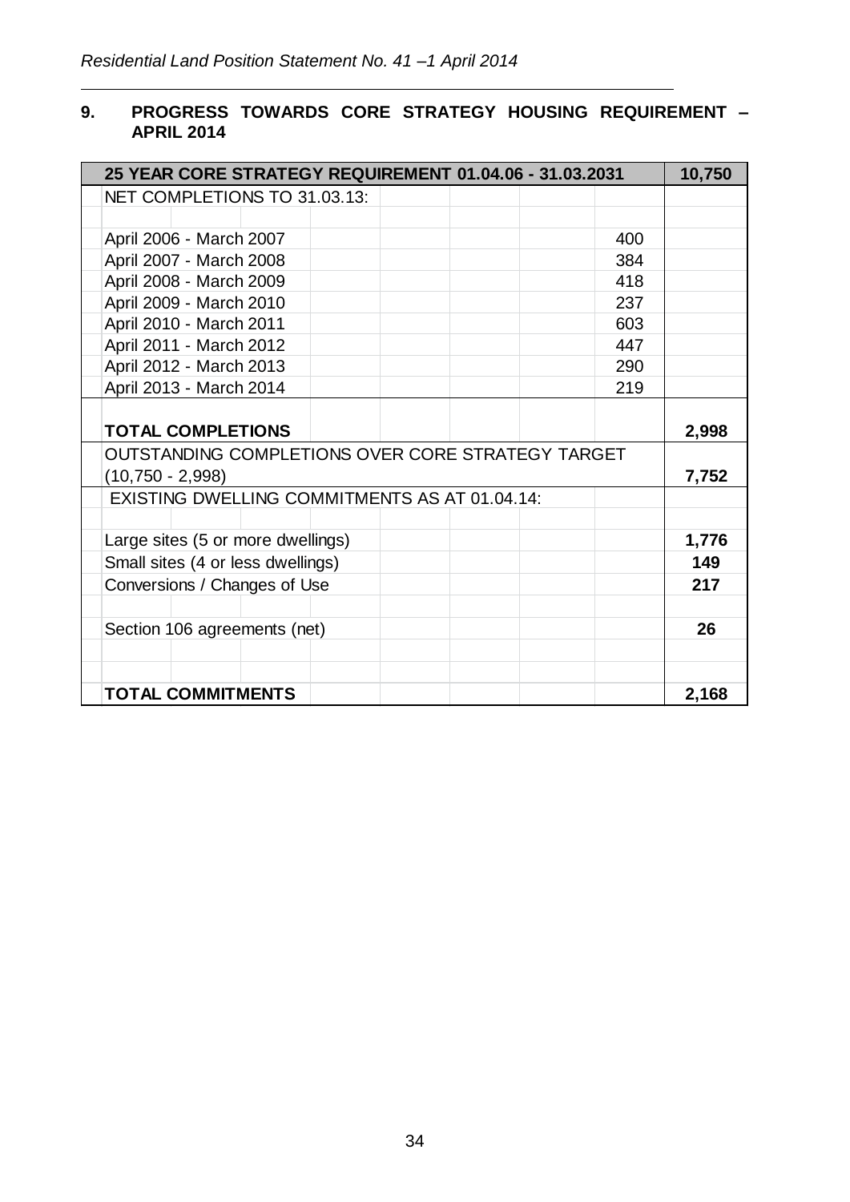## 9. PROGRESS TOWARDS CORE STRATEGY HOUSING REQUIREMENT – APRIL 2014

| 25 YEAR CORE STRATEGY REQUIREMENT 01.04.06 - 31.03.2031 | | 10,750 |
|---|---|---|
| NET COMPLETIONS TO 31.03.13: | | |
| April 2006 - March 2007 | 400 | |
| April 2007 - March 2008 | 384 | |
| April 2008 - March 2009 | 418 | |
| April 2009 - March 2010 | 237 | |
| April 2010 - March 2011 | 603 | |
| April 2011 - March 2012 | 447 | |
| April 2012 - March 2013 | 290 | |
| April 2013 - March 2014 | 219 | |
| **TOTAL COMPLETIONS** | | **2,998** |
| OUTSTANDING COMPLETIONS OVER CORE STRATEGY TARGET (10,750 - 2,998) | | **7,752** |
| EXISTING DWELLING COMMITMENTS AS AT 01.04.14: | | |
| Large sites (5 or more dwellings) | | **1,776** |
| Small sites (4 or less dwellings) | | **149** |
| Conversions / Changes of Use | | **217** |
| Section 106 agreements (net) | | **26** |
| **TOTAL COMMITMENTS** | | **2,168** |